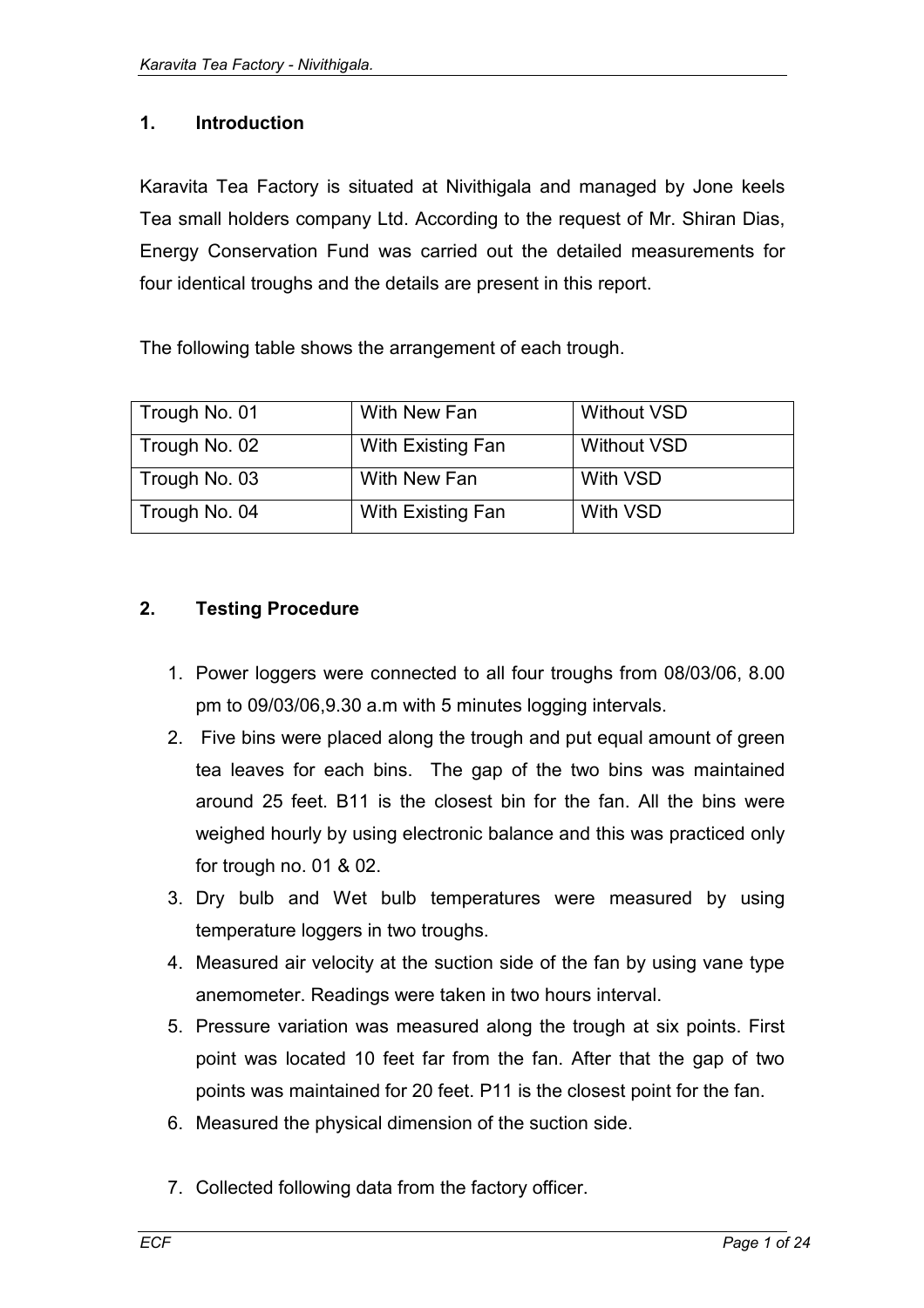## 1. Introduction

Karavita Tea Factory is situated at Nivithigala and managed by Jone keels Tea small holders company Ltd. According to the request of Mr. Shiran Dias, Energy Conservation Fund was carried out the detailed measurements for four identical troughs and the details are present in this report.

The following table shows the arrangement of each trough.

| | | |
|---|---|---|
| Trough No. 01 | With New Fan | Without VSD |
| Trough No. 02 | With Existing Fan | Without VSD |
| Trough No. 03 | With New Fan | With VSD |
| Trough No. 04 | With Existing Fan | With VSD |

## 2. Testing Procedure

1. Power loggers were connected to all four troughs from 08/03/06, 8.00 pm to 09/03/06,9.30 a.m with 5 minutes logging intervals.
2. Five bins were placed along the trough and put equal amount of green tea leaves for each bins. The gap of the two bins was maintained around 25 feet. B11 is the closest bin for the fan. All the bins were weighed hourly by using electronic balance and this was practiced only for trough no. 01 & 02.
3. Dry bulb and Wet bulb temperatures were measured by using temperature loggers in two troughs.
4. Measured air velocity at the suction side of the fan by using vane type anemometer. Readings were taken in two hours interval.
5. Pressure variation was measured along the trough at six points. First point was located 10 feet far from the fan. After that the gap of two points was maintained for 20 feet. P11 is the closest point for the fan.
6. Measured the physical dimension of the suction side.
7. Collected following data from the factory officer.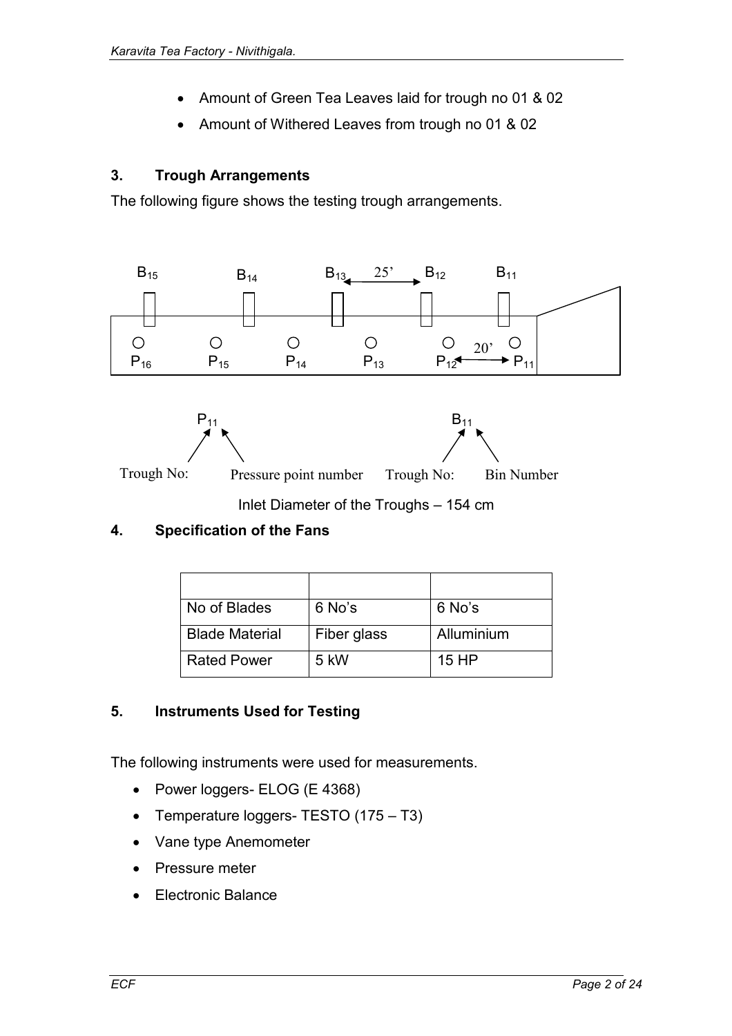- Amount of Green Tea Leaves laid for trough no 01 & 02
- Amount of Withered Leaves from trough no 01 & 02

## 3. Trough Arrangements

The following figure shows the testing trough arrangements.

$B_{15}$ $B_{14}$ $B_{13}$ 25' $B_{12}$ $B_{11}$

$P_{16}$ $P_{15}$ $P_{14}$ $P_{13}$ $P_{12}$ 20' $P_{11}$

$P_{11}$: Trough No: / Pressure point number

$B_{11}$: Trough No: / Bin Number

Inlet Diameter of the Troughs – 154 cm

## 4. Specification of the Fans

| | | |
|---|---|---|
| No of Blades | 6 No's | 6 No's |
| Blade Material | Fiber glass | Alluminium |
| Rated Power | 5 kW | 15 HP |

## 5. Instruments Used for Testing

The following instruments were used for measurements.

- Power loggers- ELOG (E 4368)
- Temperature loggers- TESTO (175 – T3)
- Vane type Anemometer
- Pressure meter
- Electronic Balance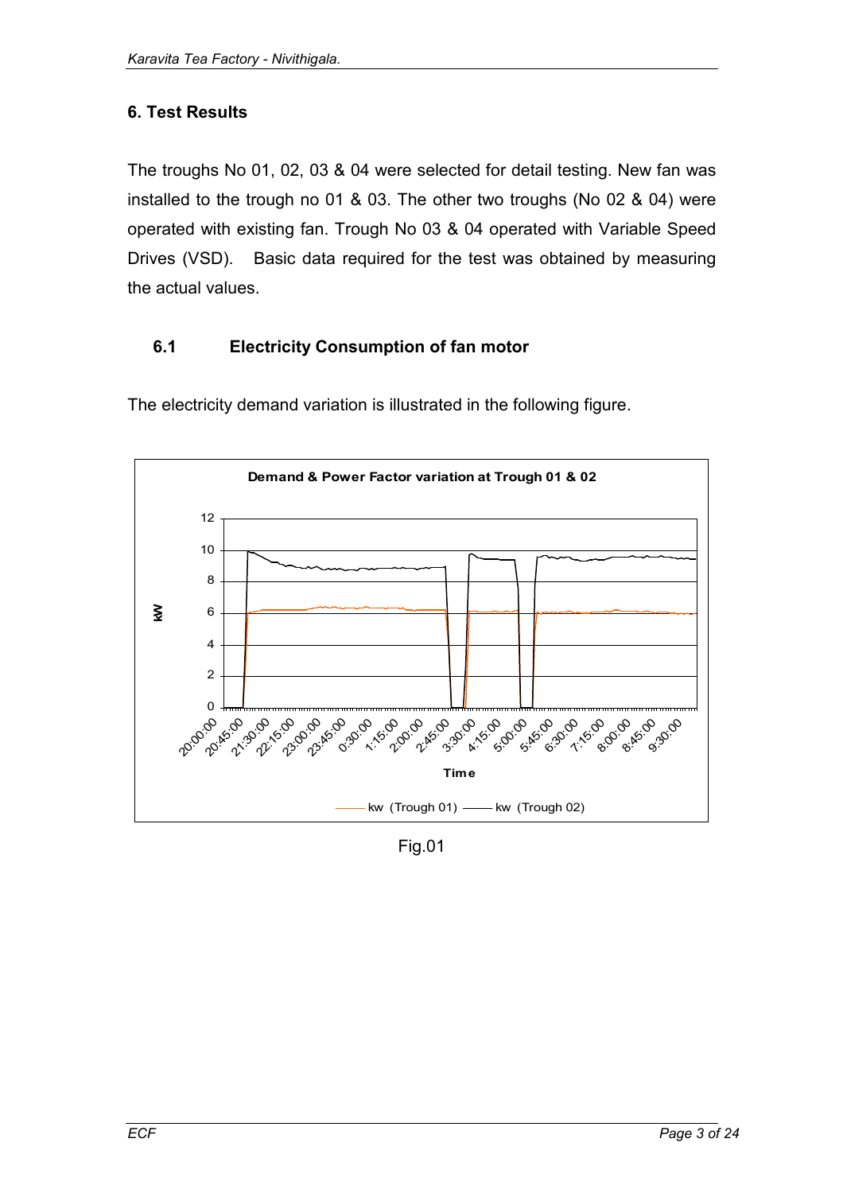## 6. Test Results

The troughs No 01, 02, 03 & 04 were selected for detail testing. New fan was installed to the trough no 01 & 03. The other two troughs (No 02 & 04) were operated with existing fan. Trough No 03 & 04 operated with Variable Speed Drives (VSD). Basic data required for the test was obtained by measuring the actual values.

### 6.1 Electricity Consumption of fan motor

The electricity demand variation is illustrated in the following figure.

Fig.01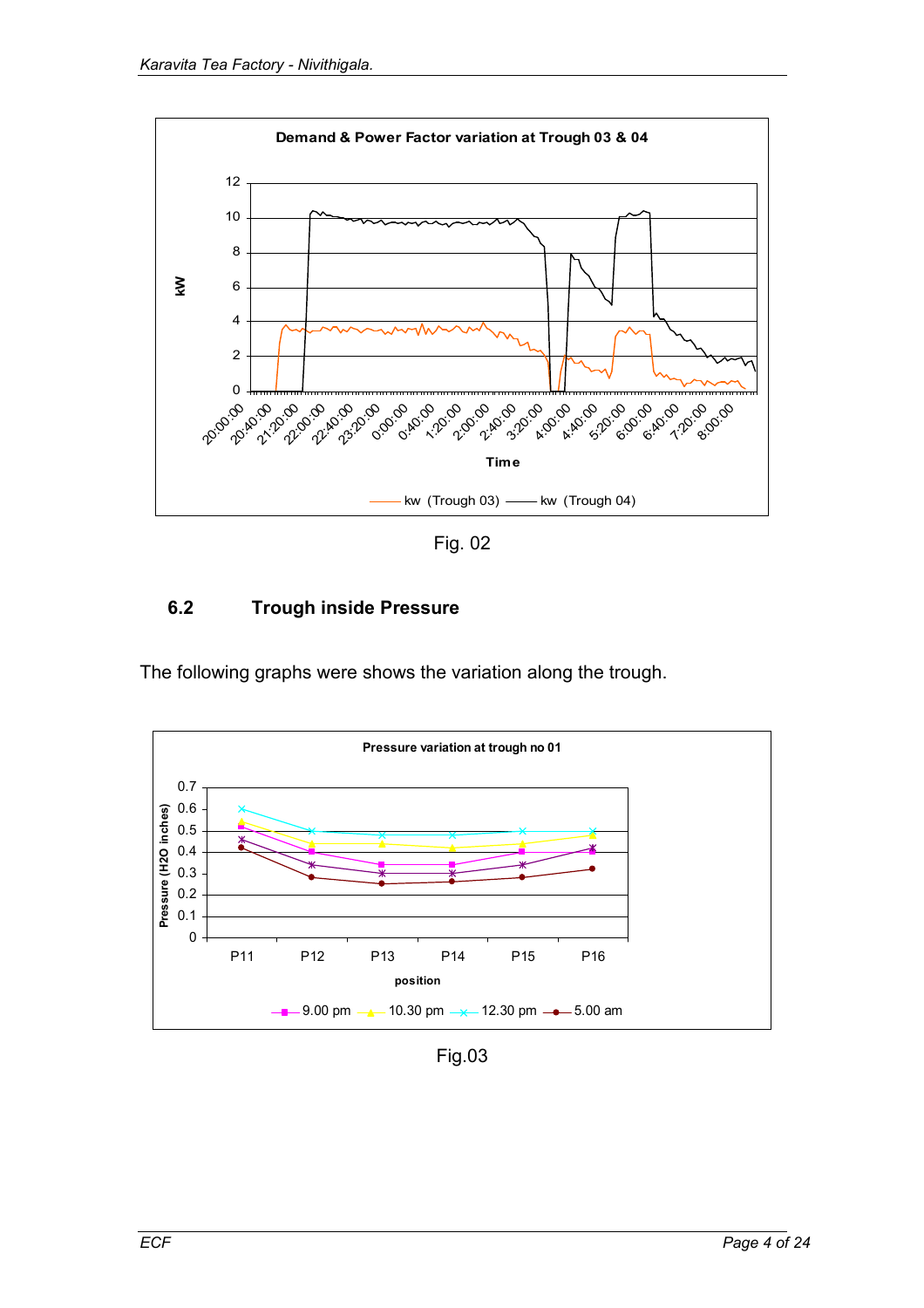Fig. 02

## 6.2 Trough inside Pressure

The following graphs were shows the variation along the trough.

Fig.03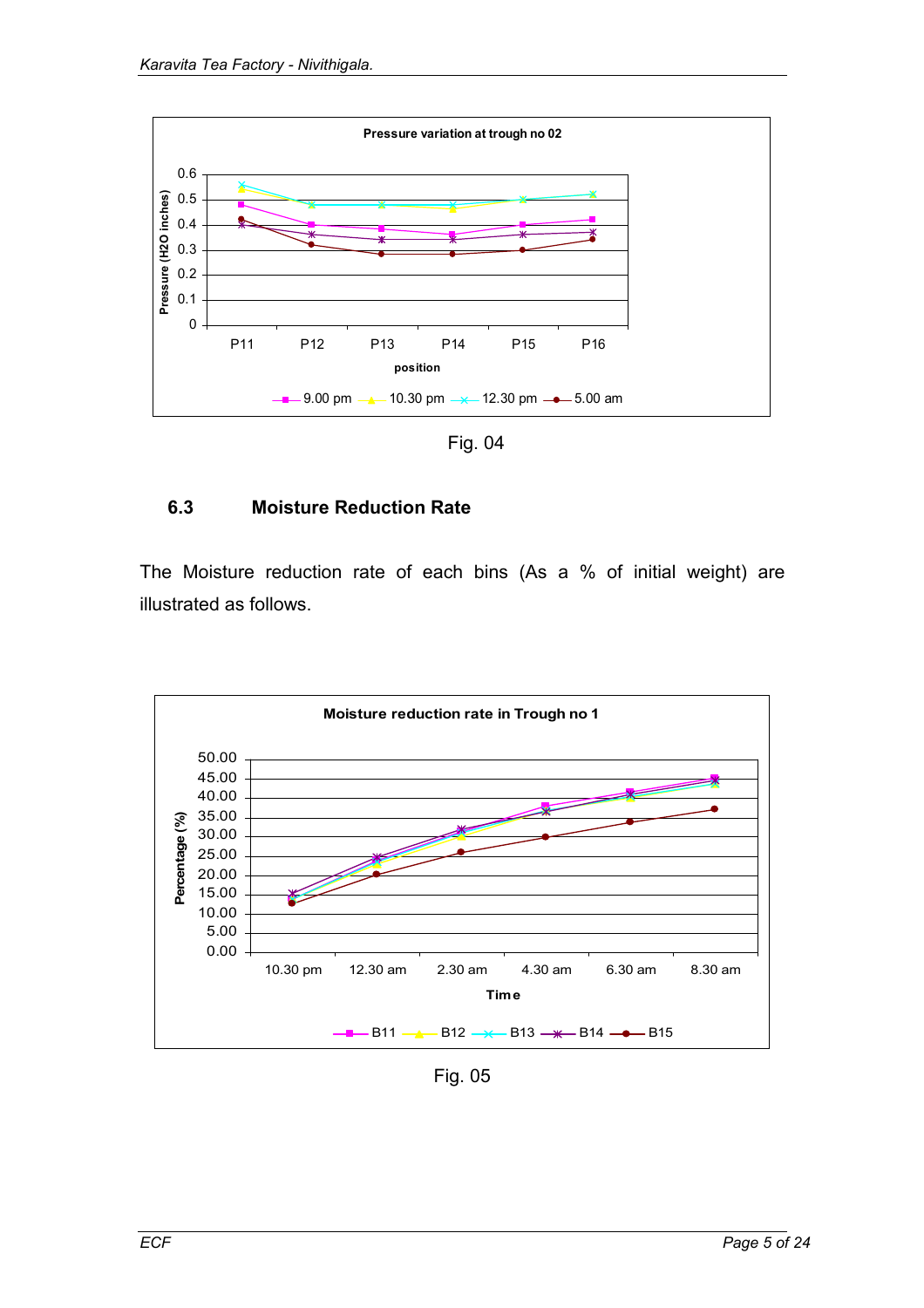Fig. 04

## 6.3 Moisture Reduction Rate

The Moisture reduction rate of each bins (As a % of initial weight) are illustrated as follows.

Fig. 05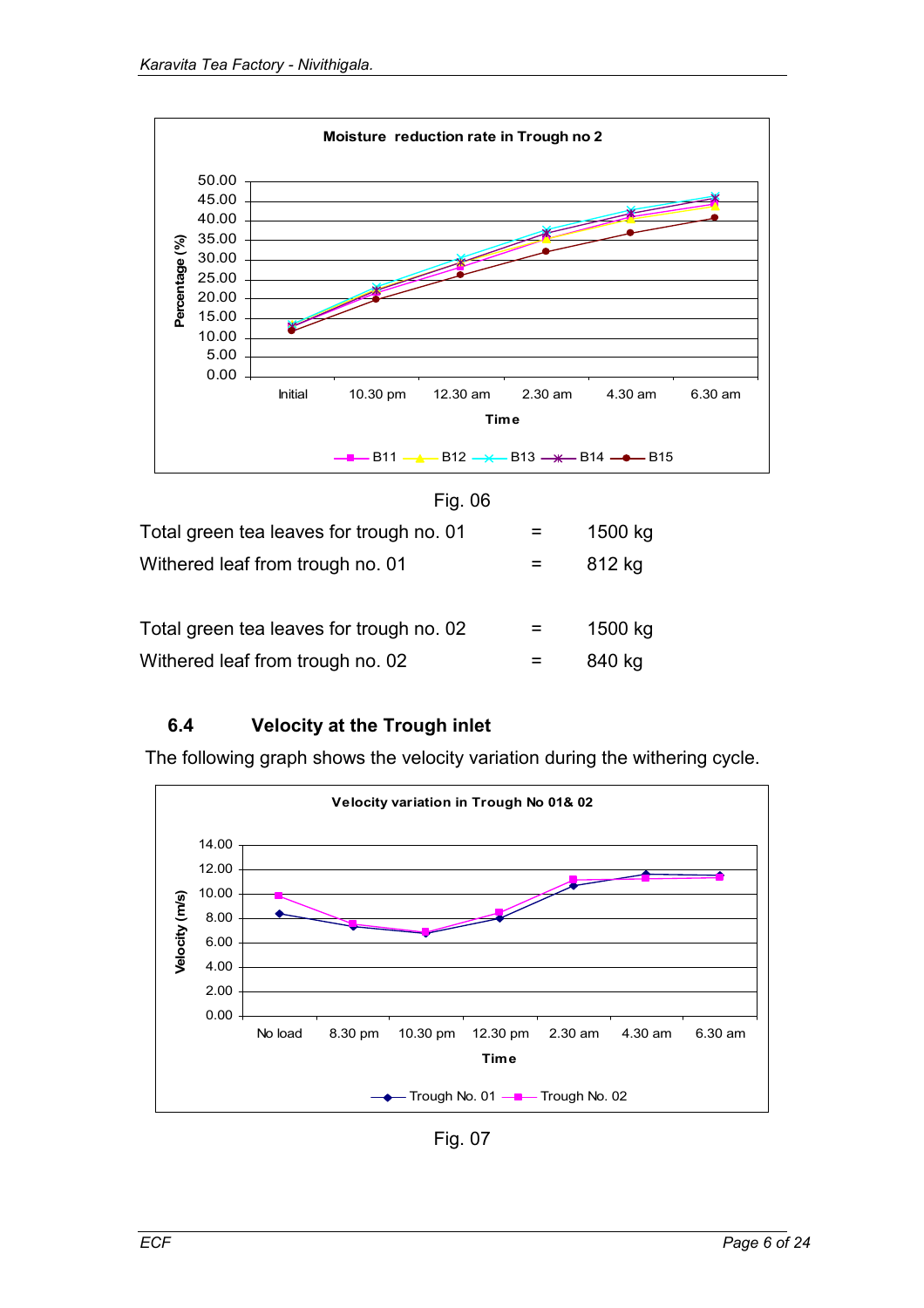Fig. 06

Total green tea leaves for trough no. 01 = 1500 kg

Withered leaf from trough no. 01 = 812 kg

Total green tea leaves for trough no. 02 = 1500 kg

Withered leaf from trough no. 02 = 840 kg

### 6.4 Velocity at the Trough inlet

The following graph shows the velocity variation during the withering cycle.

Fig. 07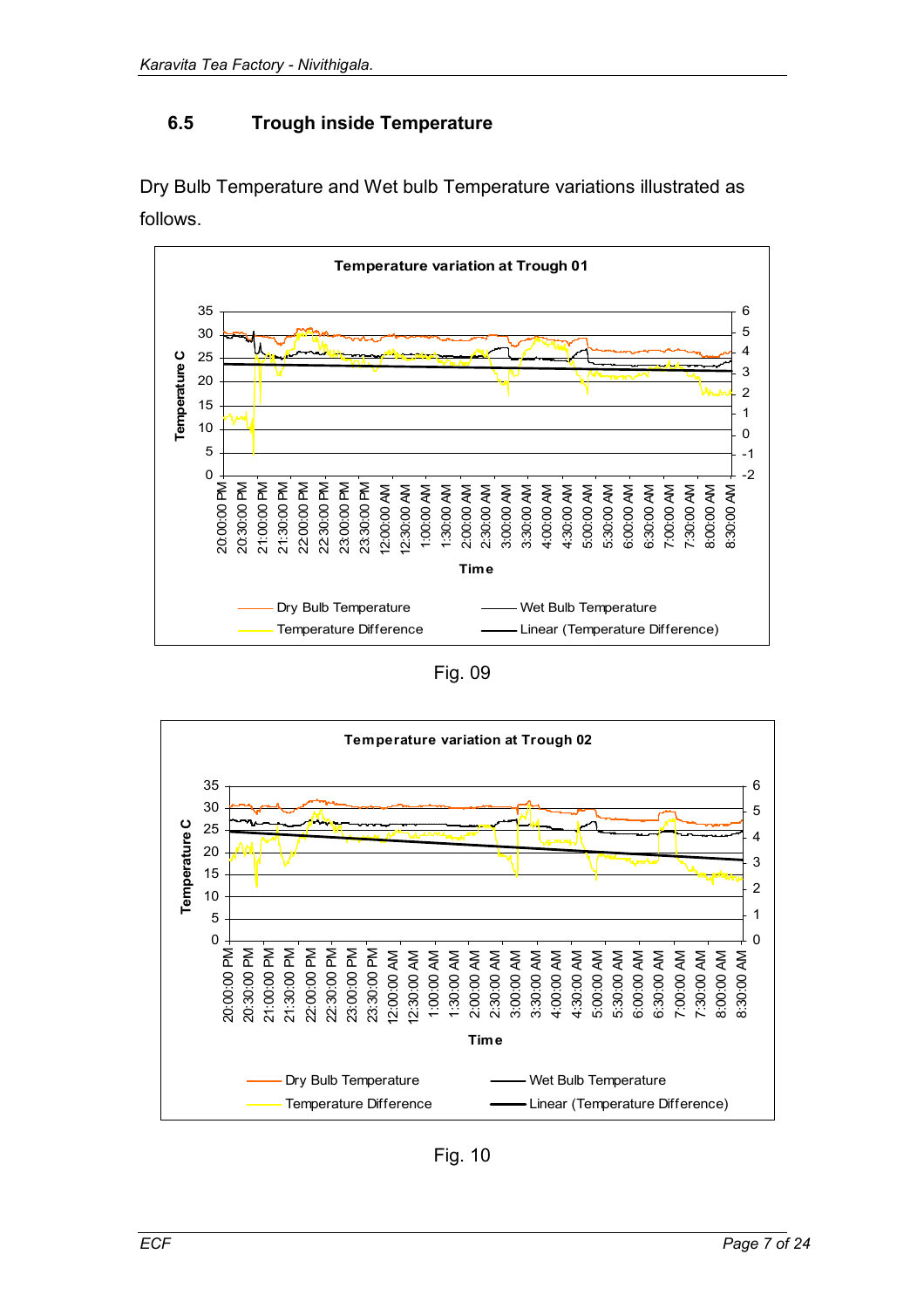## 6.5 Trough inside Temperature

Dry Bulb Temperature and Wet bulb Temperature variations illustrated as follows.

Fig. 09

Fig. 10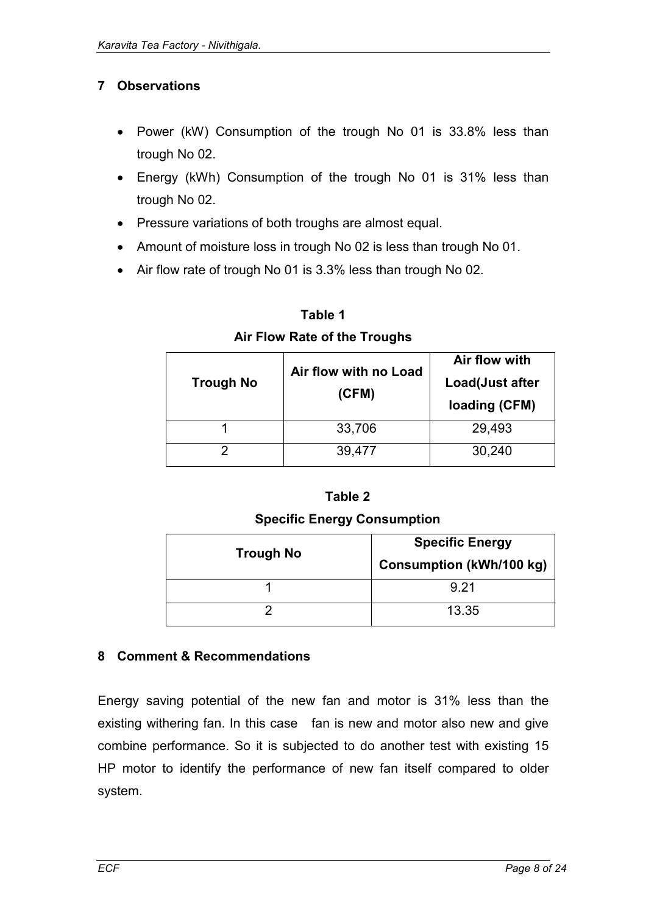## 7 Observations

- Power (kW) Consumption of the trough No 01 is 33.8% less than trough No 02.
- Energy (kWh) Consumption of the trough No 01 is 31% less than trough No 02.
- Pressure variations of both troughs are almost equal.
- Amount of moisture loss in trough No 02 is less than trough No 01.
- Air flow rate of trough No 01 is 3.3% less than trough No 02.

**Table 1**

**Air Flow Rate of the Troughs**

| Trough No | Air flow with no Load (CFM) | Air flow with Load(Just after loading (CFM) |
|---|---|---|
| 1 | 33,706 | 29,493 |
| 2 | 39,477 | 30,240 |

**Table 2**

**Specific Energy Consumption**

| Trough No | Specific Energy Consumption (kWh/100 kg) |
|---|---|
| 1 | 9.21 |
| 2 | 13.35 |

## 8 Comment & Recommendations

Energy saving potential of the new fan and motor is 31% less than the existing withering fan. In this case fan is new and motor also new and give combine performance. So it is subjected to do another test with existing 15 HP motor to identify the performance of new fan itself compared to older system.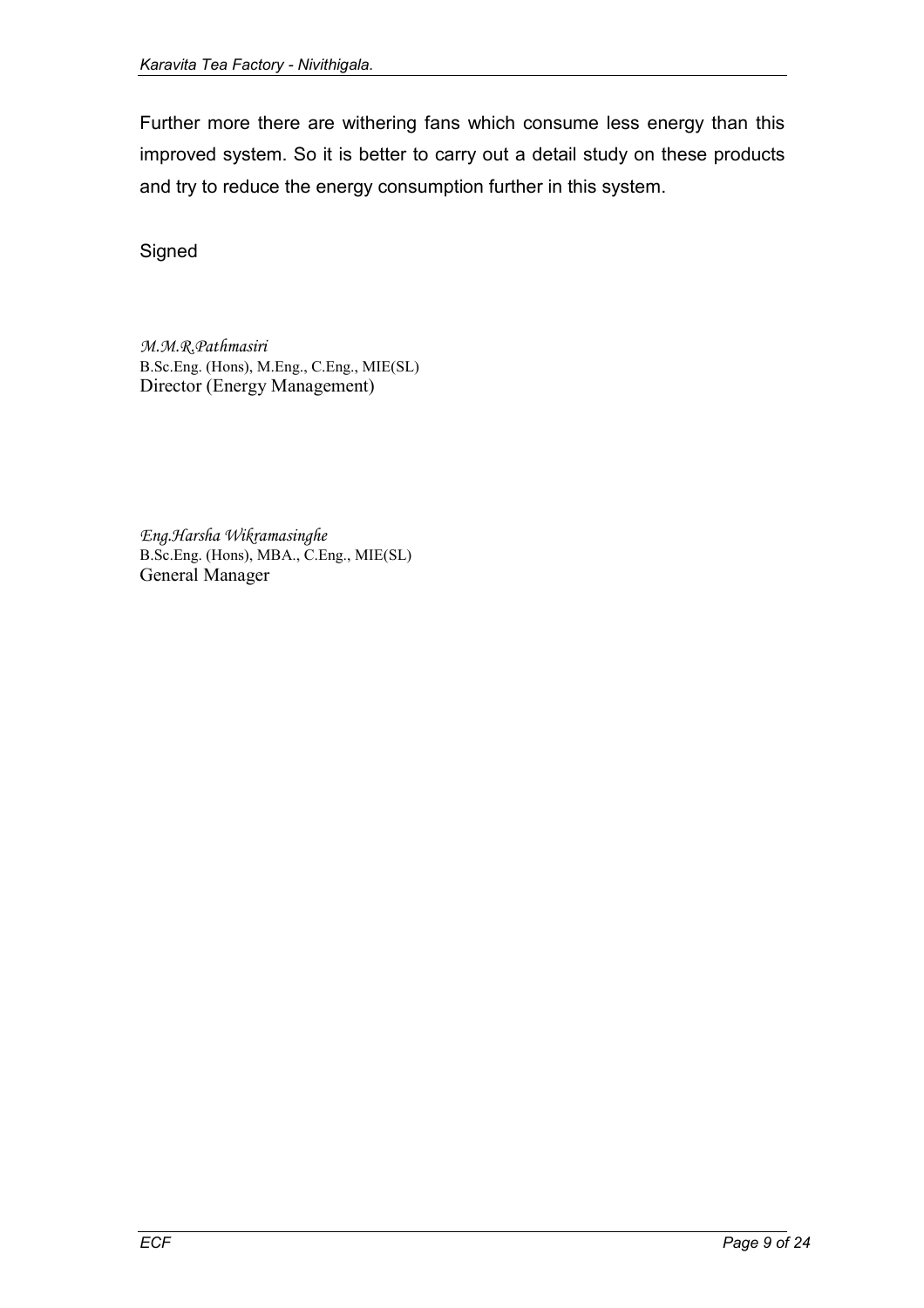Further more there are withering fans which consume less energy than this improved system. So it is better to carry out a detail study on these products and try to reduce the energy consumption further in this system.

Signed

*M.M.R.Pathmasiri*
B.Sc.Eng. (Hons), M.Eng., C.Eng., MIE(SL)
Director (Energy Management)

*Eng.Harsha Wikramasinghe*
B.Sc.Eng. (Hons), MBA., C.Eng., MIE(SL)
General Manager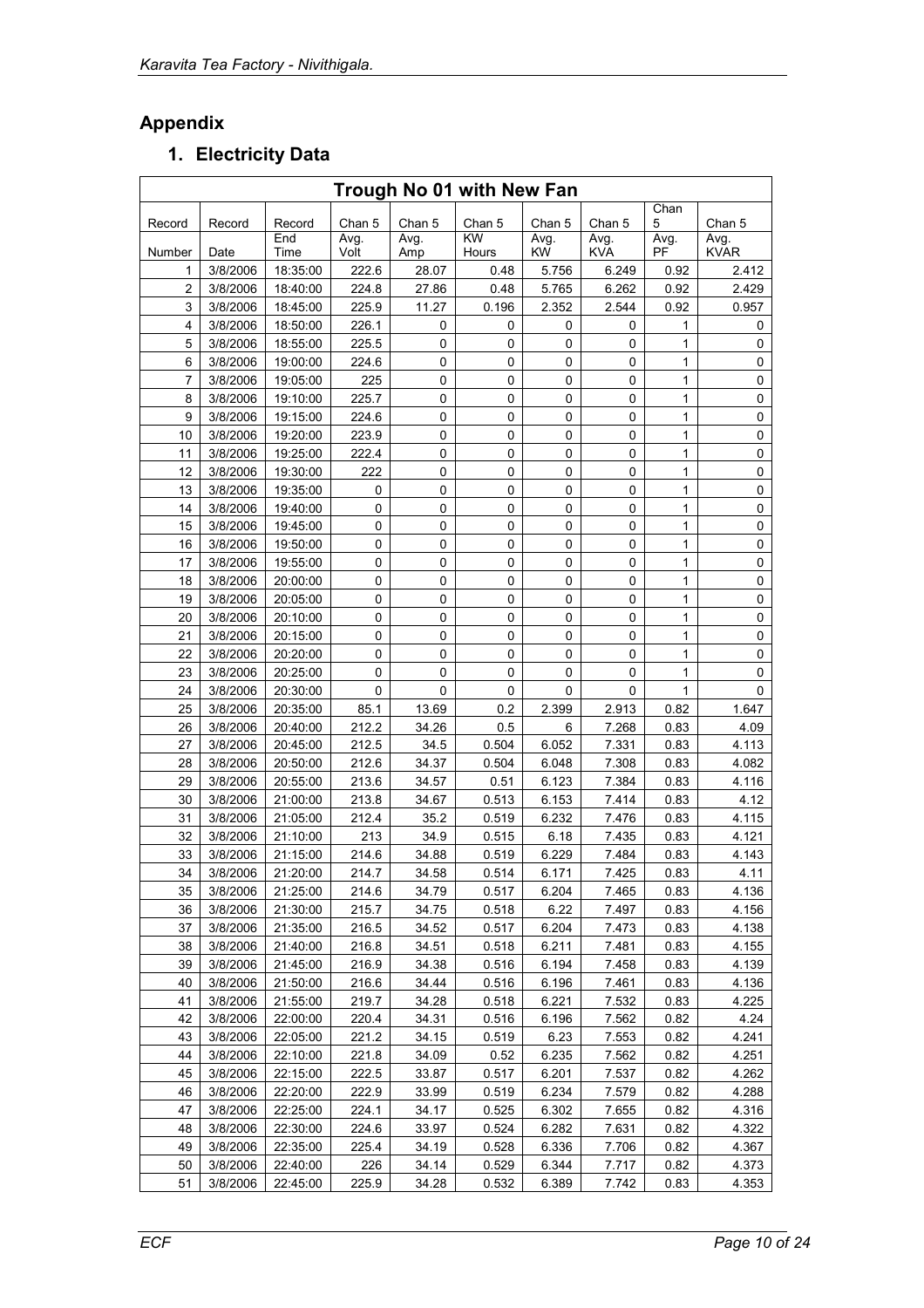## Appendix

### 1. Electricity Data

| Trough No 01 with New Fan | | | | | | | | | |
|---|---|---|---|---|---|---|---|---|---|
| Record | Record | Record | Chan 5 | Chan 5 | Chan 5 | Chan 5 | Chan 5 | Chan 5 | Chan 5 |
| Number | Date | End Time | Avg. Volt | Avg. Amp | KW Hours | Avg. KW | Avg. KVA | Avg. PF | Avg. KVAR |
| 1 | 3/8/2006 | 18:35:00 | 222.6 | 28.07 | 0.48 | 5.756 | 6.249 | 0.92 | 2.412 |
| 2 | 3/8/2006 | 18:40:00 | 224.8 | 27.86 | 0.48 | 5.765 | 6.262 | 0.92 | 2.429 |
| 3 | 3/8/2006 | 18:45:00 | 225.9 | 11.27 | 0.196 | 2.352 | 2.544 | 0.92 | 0.957 |
| 4 | 3/8/2006 | 18:50:00 | 226.1 | 0 | 0 | 0 | 0 | 1 | 0 |
| 5 | 3/8/2006 | 18:55:00 | 225.5 | 0 | 0 | 0 | 0 | 1 | 0 |
| 6 | 3/8/2006 | 19:00:00 | 224.6 | 0 | 0 | 0 | 0 | 1 | 0 |
| 7 | 3/8/2006 | 19:05:00 | 225 | 0 | 0 | 0 | 0 | 1 | 0 |
| 8 | 3/8/2006 | 19:10:00 | 225.7 | 0 | 0 | 0 | 0 | 1 | 0 |
| 9 | 3/8/2006 | 19:15:00 | 224.6 | 0 | 0 | 0 | 0 | 1 | 0 |
| 10 | 3/8/2006 | 19:20:00 | 223.9 | 0 | 0 | 0 | 0 | 1 | 0 |
| 11 | 3/8/2006 | 19:25:00 | 222.4 | 0 | 0 | 0 | 0 | 1 | 0 |
| 12 | 3/8/2006 | 19:30:00 | 222 | 0 | 0 | 0 | 0 | 1 | 0 |
| 13 | 3/8/2006 | 19:35:00 | 0 | 0 | 0 | 0 | 0 | 1 | 0 |
| 14 | 3/8/2006 | 19:40:00 | 0 | 0 | 0 | 0 | 0 | 1 | 0 |
| 15 | 3/8/2006 | 19:45:00 | 0 | 0 | 0 | 0 | 0 | 1 | 0 |
| 16 | 3/8/2006 | 19:50:00 | 0 | 0 | 0 | 0 | 0 | 1 | 0 |
| 17 | 3/8/2006 | 19:55:00 | 0 | 0 | 0 | 0 | 0 | 1 | 0 |
| 18 | 3/8/2006 | 20:00:00 | 0 | 0 | 0 | 0 | 0 | 1 | 0 |
| 19 | 3/8/2006 | 20:05:00 | 0 | 0 | 0 | 0 | 0 | 1 | 0 |
| 20 | 3/8/2006 | 20:10:00 | 0 | 0 | 0 | 0 | 0 | 1 | 0 |
| 21 | 3/8/2006 | 20:15:00 | 0 | 0 | 0 | 0 | 0 | 1 | 0 |
| 22 | 3/8/2006 | 20:20:00 | 0 | 0 | 0 | 0 | 0 | 1 | 0 |
| 23 | 3/8/2006 | 20:25:00 | 0 | 0 | 0 | 0 | 0 | 1 | 0 |
| 24 | 3/8/2006 | 20:30:00 | 0 | 0 | 0 | 0 | 0 | 1 | 0 |
| 25 | 3/8/2006 | 20:35:00 | 85.1 | 13.69 | 0.2 | 2.399 | 2.913 | 0.82 | 1.647 |
| 26 | 3/8/2006 | 20:40:00 | 212.2 | 34.26 | 0.5 | 6 | 7.268 | 0.83 | 4.09 |
| 27 | 3/8/2006 | 20:45:00 | 212.5 | 34.5 | 0.504 | 6.052 | 7.331 | 0.83 | 4.113 |
| 28 | 3/8/2006 | 20:50:00 | 212.6 | 34.37 | 0.504 | 6.048 | 7.308 | 0.83 | 4.082 |
| 29 | 3/8/2006 | 20:55:00 | 213.6 | 34.57 | 0.51 | 6.123 | 7.384 | 0.83 | 4.116 |
| 30 | 3/8/2006 | 21:00:00 | 213.8 | 34.67 | 0.513 | 6.153 | 7.414 | 0.83 | 4.12 |
| 31 | 3/8/2006 | 21:05:00 | 212.4 | 35.2 | 0.519 | 6.232 | 7.476 | 0.83 | 4.115 |
| 32 | 3/8/2006 | 21:10:00 | 213 | 34.9 | 0.515 | 6.18 | 7.435 | 0.83 | 4.121 |
| 33 | 3/8/2006 | 21:15:00 | 214.6 | 34.88 | 0.519 | 6.229 | 7.484 | 0.83 | 4.143 |
| 34 | 3/8/2006 | 21:20:00 | 214.7 | 34.58 | 0.514 | 6.171 | 7.425 | 0.83 | 4.11 |
| 35 | 3/8/2006 | 21:25:00 | 214.6 | 34.79 | 0.517 | 6.204 | 7.465 | 0.83 | 4.136 |
| 36 | 3/8/2006 | 21:30:00 | 215.7 | 34.75 | 0.518 | 6.22 | 7.497 | 0.83 | 4.156 |
| 37 | 3/8/2006 | 21:35:00 | 216.5 | 34.52 | 0.517 | 6.204 | 7.473 | 0.83 | 4.138 |
| 38 | 3/8/2006 | 21:40:00 | 216.8 | 34.51 | 0.518 | 6.211 | 7.481 | 0.83 | 4.155 |
| 39 | 3/8/2006 | 21:45:00 | 216.9 | 34.38 | 0.516 | 6.194 | 7.458 | 0.83 | 4.139 |
| 40 | 3/8/2006 | 21:50:00 | 216.6 | 34.44 | 0.516 | 6.196 | 7.461 | 0.83 | 4.136 |
| 41 | 3/8/2006 | 21:55:00 | 219.7 | 34.28 | 0.518 | 6.221 | 7.532 | 0.83 | 4.225 |
| 42 | 3/8/2006 | 22:00:00 | 220.4 | 34.31 | 0.516 | 6.196 | 7.562 | 0.82 | 4.24 |
| 43 | 3/8/2006 | 22:05:00 | 221.2 | 34.15 | 0.519 | 6.23 | 7.553 | 0.82 | 4.241 |
| 44 | 3/8/2006 | 22:10:00 | 221.8 | 34.09 | 0.52 | 6.235 | 7.562 | 0.82 | 4.251 |
| 45 | 3/8/2006 | 22:15:00 | 222.5 | 33.87 | 0.517 | 6.201 | 7.537 | 0.82 | 4.262 |
| 46 | 3/8/2006 | 22:20:00 | 222.9 | 33.99 | 0.519 | 6.234 | 7.579 | 0.82 | 4.288 |
| 47 | 3/8/2006 | 22:25:00 | 224.1 | 34.17 | 0.525 | 6.302 | 7.655 | 0.82 | 4.316 |
| 48 | 3/8/2006 | 22:30:00 | 224.6 | 33.97 | 0.524 | 6.282 | 7.631 | 0.82 | 4.322 |
| 49 | 3/8/2006 | 22:35:00 | 225.4 | 34.19 | 0.528 | 6.336 | 7.706 | 0.82 | 4.367 |
| 50 | 3/8/2006 | 22:40:00 | 226 | 34.14 | 0.529 | 6.344 | 7.717 | 0.82 | 4.373 |
| 51 | 3/8/2006 | 22:45:00 | 225.9 | 34.28 | 0.532 | 6.389 | 7.742 | 0.83 | 4.353 |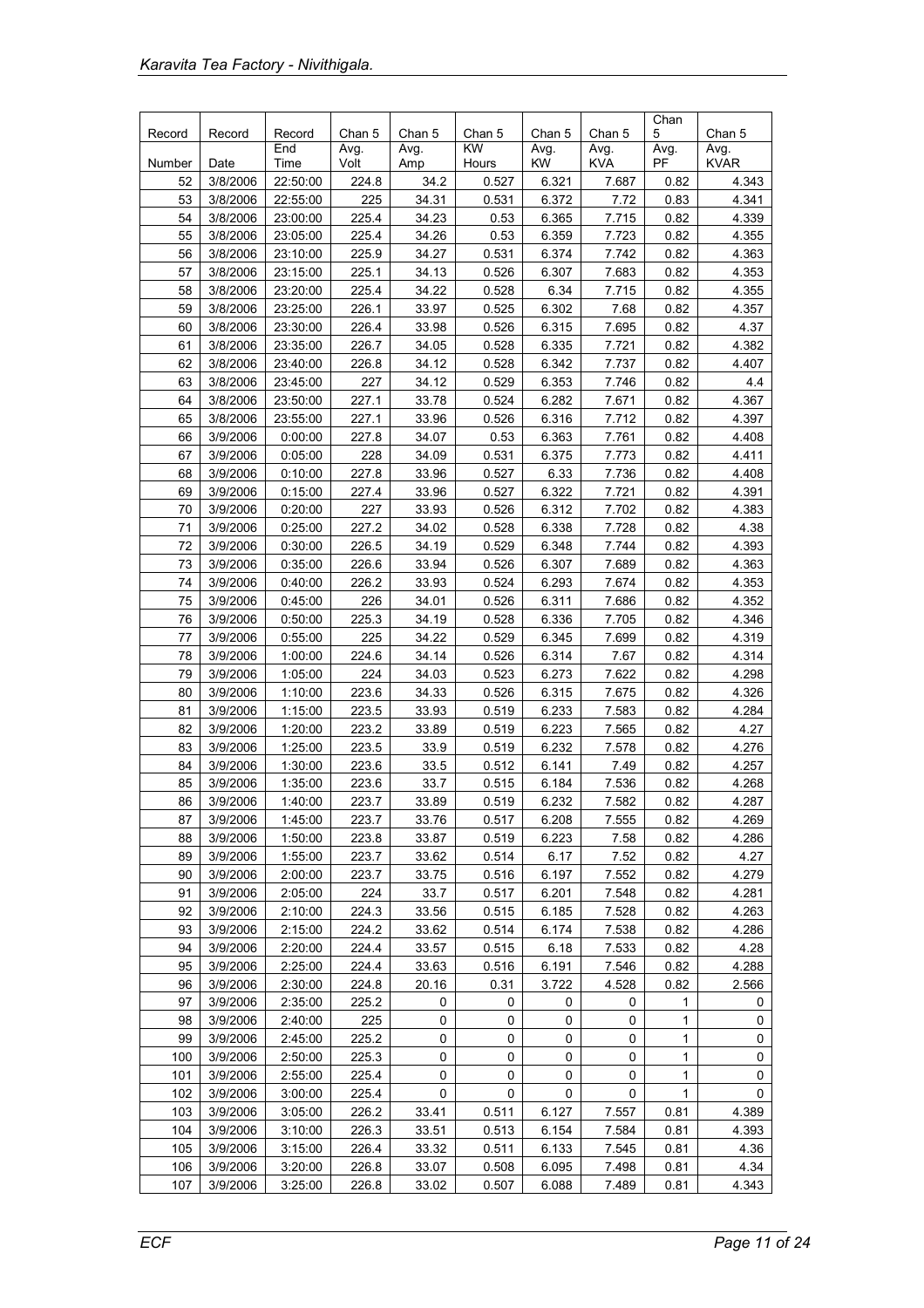| Record | Record | Record | Chan 5 | Chan 5 | Chan 5 | Chan 5 | Chan 5 | Chan 5 | Chan 5 |
|---|---|---|---|---|---|---|---|---|---|
| Number | Date | End Time | Avg. Volt | Avg. Amp | KW Hours | Avg. KW | Avg. KVA | Avg. PF | Avg. KVAR |
| 52 | 3/8/2006 | 22:50:00 | 224.8 | 34.2 | 0.527 | 6.321 | 7.687 | 0.82 | 4.343 |
| 53 | 3/8/2006 | 22:55:00 | 225 | 34.31 | 0.531 | 6.372 | 7.72 | 0.83 | 4.341 |
| 54 | 3/8/2006 | 23:00:00 | 225.4 | 34.23 | 0.53 | 6.365 | 7.715 | 0.82 | 4.339 |
| 55 | 3/8/2006 | 23:05:00 | 225.4 | 34.26 | 0.53 | 6.359 | 7.723 | 0.82 | 4.355 |
| 56 | 3/8/2006 | 23:10:00 | 225.9 | 34.27 | 0.531 | 6.374 | 7.742 | 0.82 | 4.363 |
| 57 | 3/8/2006 | 23:15:00 | 225.1 | 34.13 | 0.526 | 6.307 | 7.683 | 0.82 | 4.353 |
| 58 | 3/8/2006 | 23:20:00 | 225.4 | 34.22 | 0.528 | 6.34 | 7.715 | 0.82 | 4.355 |
| 59 | 3/8/2006 | 23:25:00 | 226.1 | 33.97 | 0.525 | 6.302 | 7.68 | 0.82 | 4.357 |
| 60 | 3/8/2006 | 23:30:00 | 226.4 | 33.98 | 0.526 | 6.315 | 7.695 | 0.82 | 4.37 |
| 61 | 3/8/2006 | 23:35:00 | 226.7 | 34.05 | 0.528 | 6.335 | 7.721 | 0.82 | 4.382 |
| 62 | 3/8/2006 | 23:40:00 | 226.8 | 34.12 | 0.528 | 6.342 | 7.737 | 0.82 | 4.407 |
| 63 | 3/8/2006 | 23:45:00 | 227 | 34.12 | 0.529 | 6.353 | 7.746 | 0.82 | 4.4 |
| 64 | 3/8/2006 | 23:50:00 | 227.1 | 33.78 | 0.524 | 6.282 | 7.671 | 0.82 | 4.367 |
| 65 | 3/8/2006 | 23:55:00 | 227.1 | 33.96 | 0.526 | 6.316 | 7.712 | 0.82 | 4.397 |
| 66 | 3/9/2006 | 0:00:00 | 227.8 | 34.07 | 0.53 | 6.363 | 7.761 | 0.82 | 4.408 |
| 67 | 3/9/2006 | 0:05:00 | 228 | 34.09 | 0.531 | 6.375 | 7.773 | 0.82 | 4.411 |
| 68 | 3/9/2006 | 0:10:00 | 227.8 | 33.96 | 0.527 | 6.33 | 7.736 | 0.82 | 4.408 |
| 69 | 3/9/2006 | 0:15:00 | 227.4 | 33.96 | 0.527 | 6.322 | 7.721 | 0.82 | 4.391 |
| 70 | 3/9/2006 | 0:20:00 | 227 | 33.93 | 0.526 | 6.312 | 7.702 | 0.82 | 4.383 |
| 71 | 3/9/2006 | 0:25:00 | 227.2 | 34.02 | 0.528 | 6.338 | 7.728 | 0.82 | 4.38 |
| 72 | 3/9/2006 | 0:30:00 | 226.5 | 34.19 | 0.529 | 6.348 | 7.744 | 0.82 | 4.393 |
| 73 | 3/9/2006 | 0:35:00 | 226.6 | 33.94 | 0.526 | 6.307 | 7.689 | 0.82 | 4.363 |
| 74 | 3/9/2006 | 0:40:00 | 226.2 | 33.93 | 0.524 | 6.293 | 7.674 | 0.82 | 4.353 |
| 75 | 3/9/2006 | 0:45:00 | 226 | 34.01 | 0.526 | 6.311 | 7.686 | 0.82 | 4.352 |
| 76 | 3/9/2006 | 0:50:00 | 225.3 | 34.19 | 0.528 | 6.336 | 7.705 | 0.82 | 4.346 |
| 77 | 3/9/2006 | 0:55:00 | 225 | 34.22 | 0.529 | 6.345 | 7.699 | 0.82 | 4.319 |
| 78 | 3/9/2006 | 1:00:00 | 224.6 | 34.14 | 0.526 | 6.314 | 7.67 | 0.82 | 4.314 |
| 79 | 3/9/2006 | 1:05:00 | 224 | 34.03 | 0.523 | 6.273 | 7.622 | 0.82 | 4.298 |
| 80 | 3/9/2006 | 1:10:00 | 223.6 | 34.33 | 0.526 | 6.315 | 7.675 | 0.82 | 4.326 |
| 81 | 3/9/2006 | 1:15:00 | 223.5 | 33.93 | 0.519 | 6.233 | 7.583 | 0.82 | 4.284 |
| 82 | 3/9/2006 | 1:20:00 | 223.2 | 33.89 | 0.519 | 6.223 | 7.565 | 0.82 | 4.27 |
| 83 | 3/9/2006 | 1:25:00 | 223.5 | 33.9 | 0.519 | 6.232 | 7.578 | 0.82 | 4.276 |
| 84 | 3/9/2006 | 1:30:00 | 223.6 | 33.5 | 0.512 | 6.141 | 7.49 | 0.82 | 4.257 |
| 85 | 3/9/2006 | 1:35:00 | 223.6 | 33.7 | 0.515 | 6.184 | 7.536 | 0.82 | 4.268 |
| 86 | 3/9/2006 | 1:40:00 | 223.7 | 33.89 | 0.519 | 6.232 | 7.582 | 0.82 | 4.287 |
| 87 | 3/9/2006 | 1:45:00 | 223.7 | 33.76 | 0.517 | 6.208 | 7.555 | 0.82 | 4.269 |
| 88 | 3/9/2006 | 1:50:00 | 223.8 | 33.87 | 0.519 | 6.223 | 7.58 | 0.82 | 4.286 |
| 89 | 3/9/2006 | 1:55:00 | 223.7 | 33.62 | 0.514 | 6.17 | 7.52 | 0.82 | 4.27 |
| 90 | 3/9/2006 | 2:00:00 | 223.7 | 33.75 | 0.516 | 6.197 | 7.552 | 0.82 | 4.279 |
| 91 | 3/9/2006 | 2:05:00 | 224 | 33.7 | 0.517 | 6.201 | 7.548 | 0.82 | 4.281 |
| 92 | 3/9/2006 | 2:10:00 | 224.3 | 33.56 | 0.515 | 6.185 | 7.528 | 0.82 | 4.263 |
| 93 | 3/9/2006 | 2:15:00 | 224.2 | 33.62 | 0.514 | 6.174 | 7.538 | 0.82 | 4.286 |
| 94 | 3/9/2006 | 2:20:00 | 224.4 | 33.57 | 0.515 | 6.18 | 7.533 | 0.82 | 4.28 |
| 95 | 3/9/2006 | 2:25:00 | 224.4 | 33.63 | 0.516 | 6.191 | 7.546 | 0.82 | 4.288 |
| 96 | 3/9/2006 | 2:30:00 | 224.8 | 20.16 | 0.31 | 3.722 | 4.528 | 0.82 | 2.566 |
| 97 | 3/9/2006 | 2:35:00 | 225.2 | 0 | 0 | 0 | 0 | 1 | 0 |
| 98 | 3/9/2006 | 2:40:00 | 225 | 0 | 0 | 0 | 0 | 1 | 0 |
| 99 | 3/9/2006 | 2:45:00 | 225.2 | 0 | 0 | 0 | 0 | 1 | 0 |
| 100 | 3/9/2006 | 2:50:00 | 225.3 | 0 | 0 | 0 | 0 | 1 | 0 |
| 101 | 3/9/2006 | 2:55:00 | 225.4 | 0 | 0 | 0 | 0 | 1 | 0 |
| 102 | 3/9/2006 | 3:00:00 | 225.4 | 0 | 0 | 0 | 0 | 1 | 0 |
| 103 | 3/9/2006 | 3:05:00 | 226.2 | 33.41 | 0.511 | 6.127 | 7.557 | 0.81 | 4.389 |
| 104 | 3/9/2006 | 3:10:00 | 226.3 | 33.51 | 0.513 | 6.154 | 7.584 | 0.81 | 4.393 |
| 105 | 3/9/2006 | 3:15:00 | 226.4 | 33.32 | 0.511 | 6.133 | 7.545 | 0.81 | 4.36 |
| 106 | 3/9/2006 | 3:20:00 | 226.8 | 33.07 | 0.508 | 6.095 | 7.498 | 0.81 | 4.34 |
| 107 | 3/9/2006 | 3:25:00 | 226.8 | 33.02 | 0.507 | 6.088 | 7.489 | 0.81 | 4.343 |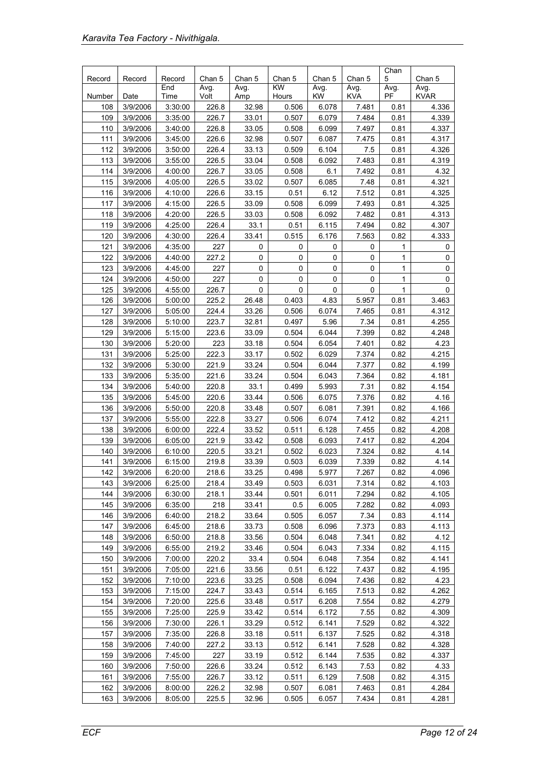| Record | Record | Record | Chan 5 | Chan 5 | Chan 5 | Chan 5 | Chan 5 | Chan 5 | Chan 5 |
|---|---|---|---|---|---|---|---|---|---|
| Number | Date | End Time | Avg. Volt | Avg. Amp | KW Hours | Avg. KW | Avg. KVA | Avg. PF | Avg. KVAR |
| 108 | 3/9/2006 | 3:30:00 | 226.8 | 32.98 | 0.506 | 6.078 | 7.481 | 0.81 | 4.336 |
| 109 | 3/9/2006 | 3:35:00 | 226.7 | 33.01 | 0.507 | 6.079 | 7.484 | 0.81 | 4.339 |
| 110 | 3/9/2006 | 3:40:00 | 226.8 | 33.05 | 0.508 | 6.099 | 7.497 | 0.81 | 4.337 |
| 111 | 3/9/2006 | 3:45:00 | 226.6 | 32.98 | 0.507 | 6.087 | 7.475 | 0.81 | 4.317 |
| 112 | 3/9/2006 | 3:50:00 | 226.4 | 33.13 | 0.509 | 6.104 | 7.5 | 0.81 | 4.326 |
| 113 | 3/9/2006 | 3:55:00 | 226.5 | 33.04 | 0.508 | 6.092 | 7.483 | 0.81 | 4.319 |
| 114 | 3/9/2006 | 4:00:00 | 226.7 | 33.05 | 0.508 | 6.1 | 7.492 | 0.81 | 4.32 |
| 115 | 3/9/2006 | 4:05:00 | 226.5 | 33.02 | 0.507 | 6.085 | 7.48 | 0.81 | 4.321 |
| 116 | 3/9/2006 | 4:10:00 | 226.6 | 33.15 | 0.51 | 6.12 | 7.512 | 0.81 | 4.325 |
| 117 | 3/9/2006 | 4:15:00 | 226.5 | 33.09 | 0.508 | 6.099 | 7.493 | 0.81 | 4.325 |
| 118 | 3/9/2006 | 4:20:00 | 226.5 | 33.03 | 0.508 | 6.092 | 7.482 | 0.81 | 4.313 |
| 119 | 3/9/2006 | 4:25:00 | 226.4 | 33.1 | 0.51 | 6.115 | 7.494 | 0.82 | 4.307 |
| 120 | 3/9/2006 | 4:30:00 | 226.4 | 33.41 | 0.515 | 6.176 | 7.563 | 0.82 | 4.333 |
| 121 | 3/9/2006 | 4:35:00 | 227 | 0 | 0 | 0 | 0 | 1 | 0 |
| 122 | 3/9/2006 | 4:40:00 | 227.2 | 0 | 0 | 0 | 0 | 1 | 0 |
| 123 | 3/9/2006 | 4:45:00 | 227 | 0 | 0 | 0 | 0 | 1 | 0 |
| 124 | 3/9/2006 | 4:50:00 | 227 | 0 | 0 | 0 | 0 | 1 | 0 |
| 125 | 3/9/2006 | 4:55:00 | 226.7 | 0 | 0 | 0 | 0 | 1 | 0 |
| 126 | 3/9/2006 | 5:00:00 | 225.2 | 26.48 | 0.403 | 4.83 | 5.957 | 0.81 | 3.463 |
| 127 | 3/9/2006 | 5:05:00 | 224.4 | 33.26 | 0.506 | 6.074 | 7.465 | 0.81 | 4.312 |
| 128 | 3/9/2006 | 5:10:00 | 223.7 | 32.81 | 0.497 | 5.96 | 7.34 | 0.81 | 4.255 |
| 129 | 3/9/2006 | 5:15:00 | 223.6 | 33.09 | 0.504 | 6.044 | 7.399 | 0.82 | 4.248 |
| 130 | 3/9/2006 | 5:20:00 | 223 | 33.18 | 0.504 | 6.054 | 7.401 | 0.82 | 4.23 |
| 131 | 3/9/2006 | 5:25:00 | 222.3 | 33.17 | 0.502 | 6.029 | 7.374 | 0.82 | 4.215 |
| 132 | 3/9/2006 | 5:30:00 | 221.9 | 33.24 | 0.504 | 6.044 | 7.377 | 0.82 | 4.199 |
| 133 | 3/9/2006 | 5:35:00 | 221.6 | 33.24 | 0.504 | 6.043 | 7.364 | 0.82 | 4.181 |
| 134 | 3/9/2006 | 5:40:00 | 220.8 | 33.1 | 0.499 | 5.993 | 7.31 | 0.82 | 4.154 |
| 135 | 3/9/2006 | 5:45:00 | 220.6 | 33.44 | 0.506 | 6.075 | 7.376 | 0.82 | 4.16 |
| 136 | 3/9/2006 | 5:50:00 | 220.8 | 33.48 | 0.507 | 6.081 | 7.391 | 0.82 | 4.166 |
| 137 | 3/9/2006 | 5:55:00 | 222.8 | 33.27 | 0.506 | 6.074 | 7.412 | 0.82 | 4.211 |
| 138 | 3/9/2006 | 6:00:00 | 222.4 | 33.52 | 0.511 | 6.128 | 7.455 | 0.82 | 4.208 |
| 139 | 3/9/2006 | 6:05:00 | 221.9 | 33.42 | 0.508 | 6.093 | 7.417 | 0.82 | 4.204 |
| 140 | 3/9/2006 | 6:10:00 | 220.5 | 33.21 | 0.502 | 6.023 | 7.324 | 0.82 | 4.14 |
| 141 | 3/9/2006 | 6:15:00 | 219.8 | 33.39 | 0.503 | 6.039 | 7.339 | 0.82 | 4.14 |
| 142 | 3/9/2006 | 6:20:00 | 218.6 | 33.25 | 0.498 | 5.977 | 7.267 | 0.82 | 4.096 |
| 143 | 3/9/2006 | 6:25:00 | 218.4 | 33.49 | 0.503 | 6.031 | 7.314 | 0.82 | 4.103 |
| 144 | 3/9/2006 | 6:30:00 | 218.1 | 33.44 | 0.501 | 6.011 | 7.294 | 0.82 | 4.105 |
| 145 | 3/9/2006 | 6:35:00 | 218 | 33.41 | 0.5 | 6.005 | 7.282 | 0.82 | 4.093 |
| 146 | 3/9/2006 | 6:40:00 | 218.2 | 33.64 | 0.505 | 6.057 | 7.34 | 0.83 | 4.114 |
| 147 | 3/9/2006 | 6:45:00 | 218.6 | 33.73 | 0.508 | 6.096 | 7.373 | 0.83 | 4.113 |
| 148 | 3/9/2006 | 6:50:00 | 218.8 | 33.56 | 0.504 | 6.048 | 7.341 | 0.82 | 4.12 |
| 149 | 3/9/2006 | 6:55:00 | 219.2 | 33.46 | 0.504 | 6.043 | 7.334 | 0.82 | 4.115 |
| 150 | 3/9/2006 | 7:00:00 | 220.2 | 33.4 | 0.504 | 6.048 | 7.354 | 0.82 | 4.141 |
| 151 | 3/9/2006 | 7:05:00 | 221.6 | 33.56 | 0.51 | 6.122 | 7.437 | 0.82 | 4.195 |
| 152 | 3/9/2006 | 7:10:00 | 223.6 | 33.25 | 0.508 | 6.094 | 7.436 | 0.82 | 4.23 |
| 153 | 3/9/2006 | 7:15:00 | 224.7 | 33.43 | 0.514 | 6.165 | 7.513 | 0.82 | 4.262 |
| 154 | 3/9/2006 | 7:20:00 | 225.6 | 33.48 | 0.517 | 6.208 | 7.554 | 0.82 | 4.279 |
| 155 | 3/9/2006 | 7:25:00 | 225.9 | 33.42 | 0.514 | 6.172 | 7.55 | 0.82 | 4.309 |
| 156 | 3/9/2006 | 7:30:00 | 226.1 | 33.29 | 0.512 | 6.141 | 7.529 | 0.82 | 4.322 |
| 157 | 3/9/2006 | 7:35:00 | 226.8 | 33.18 | 0.511 | 6.137 | 7.525 | 0.82 | 4.318 |
| 158 | 3/9/2006 | 7:40:00 | 227.2 | 33.13 | 0.512 | 6.141 | 7.528 | 0.82 | 4.328 |
| 159 | 3/9/2006 | 7:45:00 | 227 | 33.19 | 0.512 | 6.144 | 7.535 | 0.82 | 4.337 |
| 160 | 3/9/2006 | 7:50:00 | 226.6 | 33.24 | 0.512 | 6.143 | 7.53 | 0.82 | 4.33 |
| 161 | 3/9/2006 | 7:55:00 | 226.7 | 33.12 | 0.511 | 6.129 | 7.508 | 0.82 | 4.315 |
| 162 | 3/9/2006 | 8:00:00 | 226.2 | 32.98 | 0.507 | 6.081 | 7.463 | 0.81 | 4.284 |
| 163 | 3/9/2006 | 8:05:00 | 225.5 | 32.96 | 0.505 | 6.057 | 7.434 | 0.81 | 4.281 |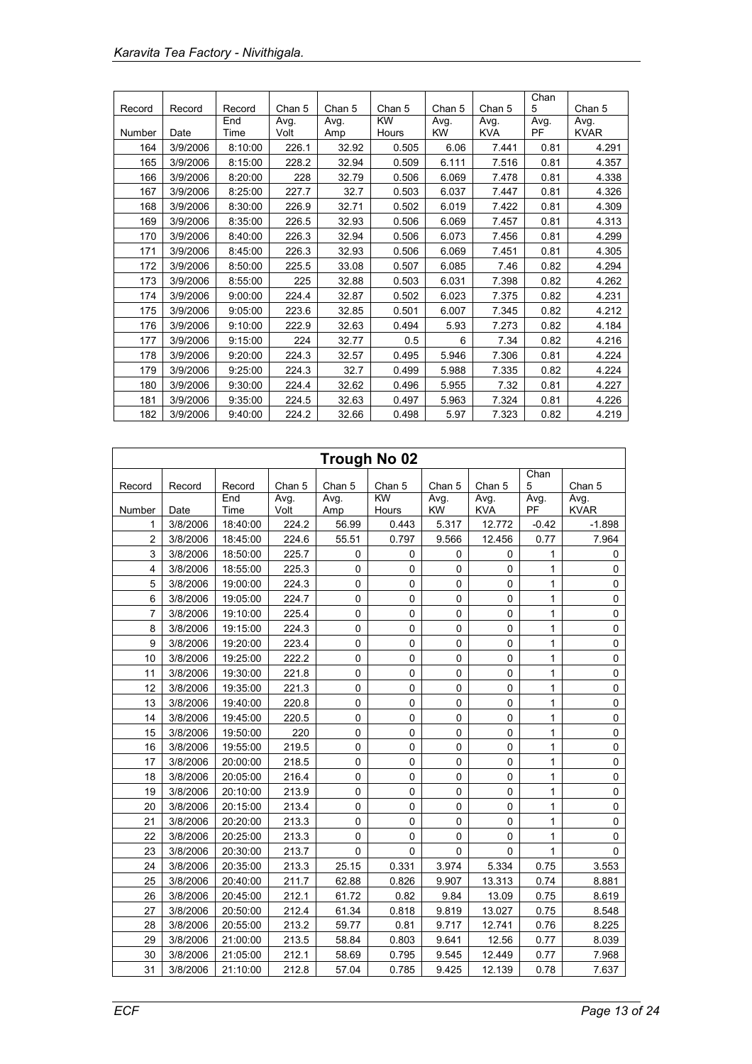| Record Number | Record Date | Record End Time | Chan 5 Avg. Volt | Chan 5 Avg. Amp | Chan 5 KW Hours | Chan 5 Avg. KW | Chan 5 Avg. KVA | Chan 5 Avg. PF | Chan 5 Avg. KVAR |
|---|---|---|---|---|---|---|---|---|---|
| 164 | 3/9/2006 | 8:10:00 | 226.1 | 32.92 | 0.505 | 6.06 | 7.441 | 0.81 | 4.291 |
| 165 | 3/9/2006 | 8:15:00 | 228.2 | 32.94 | 0.509 | 6.111 | 7.516 | 0.81 | 4.357 |
| 166 | 3/9/2006 | 8:20:00 | 228 | 32.79 | 0.506 | 6.069 | 7.478 | 0.81 | 4.338 |
| 167 | 3/9/2006 | 8:25:00 | 227.7 | 32.7 | 0.503 | 6.037 | 7.447 | 0.81 | 4.326 |
| 168 | 3/9/2006 | 8:30:00 | 226.9 | 32.71 | 0.502 | 6.019 | 7.422 | 0.81 | 4.309 |
| 169 | 3/9/2006 | 8:35:00 | 226.5 | 32.93 | 0.506 | 6.069 | 7.457 | 0.81 | 4.313 |
| 170 | 3/9/2006 | 8:40:00 | 226.3 | 32.94 | 0.506 | 6.073 | 7.456 | 0.81 | 4.299 |
| 171 | 3/9/2006 | 8:45:00 | 226.3 | 32.93 | 0.506 | 6.069 | 7.451 | 0.81 | 4.305 |
| 172 | 3/9/2006 | 8:50:00 | 225.5 | 33.08 | 0.507 | 6.085 | 7.46 | 0.82 | 4.294 |
| 173 | 3/9/2006 | 8:55:00 | 225 | 32.88 | 0.503 | 6.031 | 7.398 | 0.82 | 4.262 |
| 174 | 3/9/2006 | 9:00:00 | 224.4 | 32.87 | 0.502 | 6.023 | 7.375 | 0.82 | 4.231 |
| 175 | 3/9/2006 | 9:05:00 | 223.6 | 32.85 | 0.501 | 6.007 | 7.345 | 0.82 | 4.212 |
| 176 | 3/9/2006 | 9:10:00 | 222.9 | 32.63 | 0.494 | 5.93 | 7.273 | 0.82 | 4.184 |
| 177 | 3/9/2006 | 9:15:00 | 224 | 32.77 | 0.5 | 6 | 7.34 | 0.82 | 4.216 |
| 178 | 3/9/2006 | 9:20:00 | 224.3 | 32.57 | 0.495 | 5.946 | 7.306 | 0.81 | 4.224 |
| 179 | 3/9/2006 | 9:25:00 | 224.3 | 32.7 | 0.499 | 5.988 | 7.335 | 0.82 | 4.224 |
| 180 | 3/9/2006 | 9:30:00 | 224.4 | 32.62 | 0.496 | 5.955 | 7.32 | 0.81 | 4.227 |
| 181 | 3/9/2006 | 9:35:00 | 224.5 | 32.63 | 0.497 | 5.963 | 7.324 | 0.81 | 4.226 |
| 182 | 3/9/2006 | 9:40:00 | 224.2 | 32.66 | 0.498 | 5.97 | 7.323 | 0.82 | 4.219 |

**Trough No 02**

| Record Number | Record Date | Record End Time | Chan 5 Avg. Volt | Chan 5 Avg. Amp | Chan 5 KW Hours | Chan 5 Avg. KW | Chan 5 Avg. KVA | Chan 5 Avg. PF | Chan 5 Avg. KVAR |
|---|---|---|---|---|---|---|---|---|---|
| 1 | 3/8/2006 | 18:40:00 | 224.2 | 56.99 | 0.443 | 5.317 | 12.772 | -0.42 | -1.898 |
| 2 | 3/8/2006 | 18:45:00 | 224.6 | 55.51 | 0.797 | 9.566 | 12.456 | 0.77 | 7.964 |
| 3 | 3/8/2006 | 18:50:00 | 225.7 | 0 | 0 | 0 | 0 | 1 | 0 |
| 4 | 3/8/2006 | 18:55:00 | 225.3 | 0 | 0 | 0 | 0 | 1 | 0 |
| 5 | 3/8/2006 | 19:00:00 | 224.3 | 0 | 0 | 0 | 0 | 1 | 0 |
| 6 | 3/8/2006 | 19:05:00 | 224.7 | 0 | 0 | 0 | 0 | 1 | 0 |
| 7 | 3/8/2006 | 19:10:00 | 225.4 | 0 | 0 | 0 | 0 | 1 | 0 |
| 8 | 3/8/2006 | 19:15:00 | 224.3 | 0 | 0 | 0 | 0 | 1 | 0 |
| 9 | 3/8/2006 | 19:20:00 | 223.4 | 0 | 0 | 0 | 0 | 1 | 0 |
| 10 | 3/8/2006 | 19:25:00 | 222.2 | 0 | 0 | 0 | 0 | 1 | 0 |
| 11 | 3/8/2006 | 19:30:00 | 221.8 | 0 | 0 | 0 | 0 | 1 | 0 |
| 12 | 3/8/2006 | 19:35:00 | 221.3 | 0 | 0 | 0 | 0 | 1 | 0 |
| 13 | 3/8/2006 | 19:40:00 | 220.8 | 0 | 0 | 0 | 0 | 1 | 0 |
| 14 | 3/8/2006 | 19:45:00 | 220.5 | 0 | 0 | 0 | 0 | 1 | 0 |
| 15 | 3/8/2006 | 19:50:00 | 220 | 0 | 0 | 0 | 0 | 1 | 0 |
| 16 | 3/8/2006 | 19:55:00 | 219.5 | 0 | 0 | 0 | 0 | 1 | 0 |
| 17 | 3/8/2006 | 20:00:00 | 218.5 | 0 | 0 | 0 | 0 | 1 | 0 |
| 18 | 3/8/2006 | 20:05:00 | 216.4 | 0 | 0 | 0 | 0 | 1 | 0 |
| 19 | 3/8/2006 | 20:10:00 | 213.9 | 0 | 0 | 0 | 0 | 1 | 0 |
| 20 | 3/8/2006 | 20:15:00 | 213.4 | 0 | 0 | 0 | 0 | 1 | 0 |
| 21 | 3/8/2006 | 20:20:00 | 213.3 | 0 | 0 | 0 | 0 | 1 | 0 |
| 22 | 3/8/2006 | 20:25:00 | 213.3 | 0 | 0 | 0 | 0 | 1 | 0 |
| 23 | 3/8/2006 | 20:30:00 | 213.7 | 0 | 0 | 0 | 0 | 1 | 0 |
| 24 | 3/8/2006 | 20:35:00 | 213.3 | 25.15 | 0.331 | 3.974 | 5.334 | 0.75 | 3.553 |
| 25 | 3/8/2006 | 20:40:00 | 211.7 | 62.88 | 0.826 | 9.907 | 13.313 | 0.74 | 8.881 |
| 26 | 3/8/2006 | 20:45:00 | 212.1 | 61.72 | 0.82 | 9.84 | 13.09 | 0.75 | 8.619 |
| 27 | 3/8/2006 | 20:50:00 | 212.4 | 61.34 | 0.818 | 9.819 | 13.027 | 0.75 | 8.548 |
| 28 | 3/8/2006 | 20:55:00 | 213.2 | 59.77 | 0.81 | 9.717 | 12.741 | 0.76 | 8.225 |
| 29 | 3/8/2006 | 21:00:00 | 213.5 | 58.84 | 0.803 | 9.641 | 12.56 | 0.77 | 8.039 |
| 30 | 3/8/2006 | 21:05:00 | 212.1 | 58.69 | 0.795 | 9.545 | 12.449 | 0.77 | 7.968 |
| 31 | 3/8/2006 | 21:10:00 | 212.8 | 57.04 | 0.785 | 9.425 | 12.139 | 0.78 | 7.637 |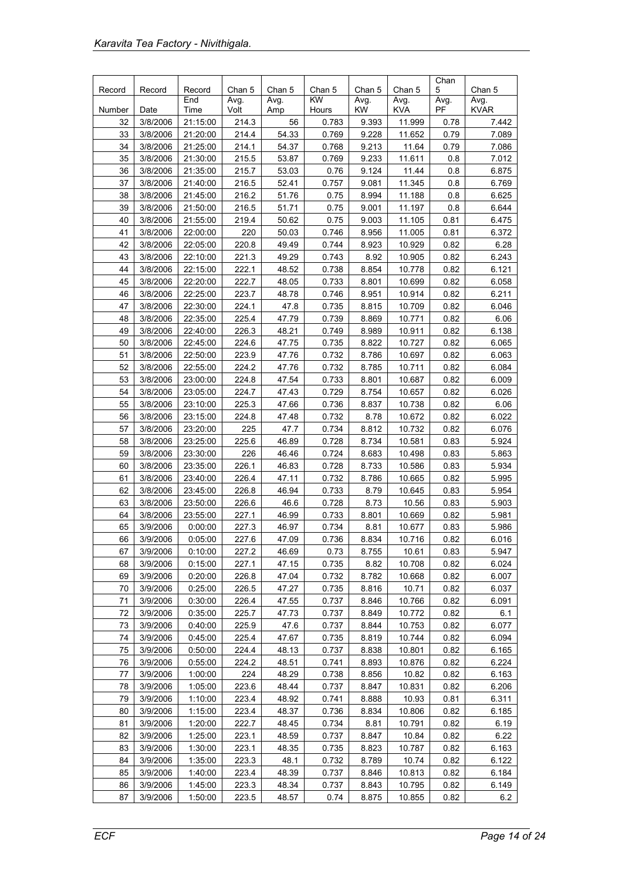| Record Number | Record Date | Record End Time | Chan 5 Avg. Volt | Chan 5 Avg. Amp | Chan 5 KW Hours | Chan 5 Avg. KW | Chan 5 Avg. KVA | Chan 5 Avg. PF | Chan 5 Avg. KVAR |
|---|---|---|---|---|---|---|---|---|---|
| 32 | 3/8/2006 | 21:15:00 | 214.3 | 56 | 0.783 | 9.393 | 11.999 | 0.78 | 7.442 |
| 33 | 3/8/2006 | 21:20:00 | 214.4 | 54.33 | 0.769 | 9.228 | 11.652 | 0.79 | 7.089 |
| 34 | 3/8/2006 | 21:25:00 | 214.1 | 54.37 | 0.768 | 9.213 | 11.64 | 0.79 | 7.086 |
| 35 | 3/8/2006 | 21:30:00 | 215.5 | 53.87 | 0.769 | 9.233 | 11.611 | 0.8 | 7.012 |
| 36 | 3/8/2006 | 21:35:00 | 215.7 | 53.03 | 0.76 | 9.124 | 11.44 | 0.8 | 6.875 |
| 37 | 3/8/2006 | 21:40:00 | 216.5 | 52.41 | 0.757 | 9.081 | 11.345 | 0.8 | 6.769 |
| 38 | 3/8/2006 | 21:45:00 | 216.2 | 51.76 | 0.75 | 8.994 | 11.188 | 0.8 | 6.625 |
| 39 | 3/8/2006 | 21:50:00 | 216.5 | 51.71 | 0.75 | 9.001 | 11.197 | 0.8 | 6.644 |
| 40 | 3/8/2006 | 21:55:00 | 219.4 | 50.62 | 0.75 | 9.003 | 11.105 | 0.81 | 6.475 |
| 41 | 3/8/2006 | 22:00:00 | 220 | 50.03 | 0.746 | 8.956 | 11.005 | 0.81 | 6.372 |
| 42 | 3/8/2006 | 22:05:00 | 220.8 | 49.49 | 0.744 | 8.923 | 10.929 | 0.82 | 6.28 |
| 43 | 3/8/2006 | 22:10:00 | 221.3 | 49.29 | 0.743 | 8.92 | 10.905 | 0.82 | 6.243 |
| 44 | 3/8/2006 | 22:15:00 | 222.1 | 48.52 | 0.738 | 8.854 | 10.778 | 0.82 | 6.121 |
| 45 | 3/8/2006 | 22:20:00 | 222.7 | 48.05 | 0.733 | 8.801 | 10.699 | 0.82 | 6.058 |
| 46 | 3/8/2006 | 22:25:00 | 223.7 | 48.78 | 0.746 | 8.951 | 10.914 | 0.82 | 6.211 |
| 47 | 3/8/2006 | 22:30:00 | 224.1 | 47.8 | 0.735 | 8.815 | 10.709 | 0.82 | 6.046 |
| 48 | 3/8/2006 | 22:35:00 | 225.4 | 47.79 | 0.739 | 8.869 | 10.771 | 0.82 | 6.06 |
| 49 | 3/8/2006 | 22:40:00 | 226.3 | 48.21 | 0.749 | 8.989 | 10.911 | 0.82 | 6.138 |
| 50 | 3/8/2006 | 22:45:00 | 224.6 | 47.75 | 0.735 | 8.822 | 10.727 | 0.82 | 6.065 |
| 51 | 3/8/2006 | 22:50:00 | 223.9 | 47.76 | 0.732 | 8.786 | 10.697 | 0.82 | 6.063 |
| 52 | 3/8/2006 | 22:55:00 | 224.2 | 47.76 | 0.732 | 8.785 | 10.711 | 0.82 | 6.084 |
| 53 | 3/8/2006 | 23:00:00 | 224.8 | 47.54 | 0.733 | 8.801 | 10.687 | 0.82 | 6.009 |
| 54 | 3/8/2006 | 23:05:00 | 224.7 | 47.43 | 0.729 | 8.754 | 10.657 | 0.82 | 6.026 |
| 55 | 3/8/2006 | 23:10:00 | 225.3 | 47.66 | 0.736 | 8.837 | 10.738 | 0.82 | 6.06 |
| 56 | 3/8/2006 | 23:15:00 | 224.8 | 47.48 | 0.732 | 8.78 | 10.672 | 0.82 | 6.022 |
| 57 | 3/8/2006 | 23:20:00 | 225 | 47.7 | 0.734 | 8.812 | 10.732 | 0.82 | 6.076 |
| 58 | 3/8/2006 | 23:25:00 | 225.6 | 46.89 | 0.728 | 8.734 | 10.581 | 0.83 | 5.924 |
| 59 | 3/8/2006 | 23:30:00 | 226 | 46.46 | 0.724 | 8.683 | 10.498 | 0.83 | 5.863 |
| 60 | 3/8/2006 | 23:35:00 | 226.1 | 46.83 | 0.728 | 8.733 | 10.586 | 0.83 | 5.934 |
| 61 | 3/8/2006 | 23:40:00 | 226.4 | 47.11 | 0.732 | 8.786 | 10.665 | 0.82 | 5.995 |
| 62 | 3/8/2006 | 23:45:00 | 226.8 | 46.94 | 0.733 | 8.79 | 10.645 | 0.83 | 5.954 |
| 63 | 3/8/2006 | 23:50:00 | 226.6 | 46.6 | 0.728 | 8.73 | 10.56 | 0.83 | 5.903 |
| 64 | 3/8/2006 | 23:55:00 | 227.1 | 46.99 | 0.733 | 8.801 | 10.669 | 0.82 | 5.981 |
| 65 | 3/9/2006 | 0:00:00 | 227.3 | 46.97 | 0.734 | 8.81 | 10.677 | 0.83 | 5.986 |
| 66 | 3/9/2006 | 0:05:00 | 227.6 | 47.09 | 0.736 | 8.834 | 10.716 | 0.82 | 6.016 |
| 67 | 3/9/2006 | 0:10:00 | 227.2 | 46.69 | 0.73 | 8.755 | 10.61 | 0.83 | 5.947 |
| 68 | 3/9/2006 | 0:15:00 | 227.1 | 47.15 | 0.735 | 8.82 | 10.708 | 0.82 | 6.024 |
| 69 | 3/9/2006 | 0:20:00 | 226.8 | 47.04 | 0.732 | 8.782 | 10.668 | 0.82 | 6.007 |
| 70 | 3/9/2006 | 0:25:00 | 226.5 | 47.27 | 0.735 | 8.816 | 10.71 | 0.82 | 6.037 |
| 71 | 3/9/2006 | 0:30:00 | 226.4 | 47.55 | 0.737 | 8.846 | 10.766 | 0.82 | 6.091 |
| 72 | 3/9/2006 | 0:35:00 | 225.7 | 47.73 | 0.737 | 8.849 | 10.772 | 0.82 | 6.1 |
| 73 | 3/9/2006 | 0:40:00 | 225.9 | 47.6 | 0.737 | 8.844 | 10.753 | 0.82 | 6.077 |
| 74 | 3/9/2006 | 0:45:00 | 225.4 | 47.67 | 0.735 | 8.819 | 10.744 | 0.82 | 6.094 |
| 75 | 3/9/2006 | 0:50:00 | 224.4 | 48.13 | 0.737 | 8.838 | 10.801 | 0.82 | 6.165 |
| 76 | 3/9/2006 | 0:55:00 | 224.2 | 48.51 | 0.741 | 8.893 | 10.876 | 0.82 | 6.224 |
| 77 | 3/9/2006 | 1:00:00 | 224 | 48.29 | 0.738 | 8.856 | 10.82 | 0.82 | 6.163 |
| 78 | 3/9/2006 | 1:05:00 | 223.6 | 48.44 | 0.737 | 8.847 | 10.831 | 0.82 | 6.206 |
| 79 | 3/9/2006 | 1:10:00 | 223.4 | 48.92 | 0.741 | 8.888 | 10.93 | 0.81 | 6.311 |
| 80 | 3/9/2006 | 1:15:00 | 223.4 | 48.37 | 0.736 | 8.834 | 10.806 | 0.82 | 6.185 |
| 81 | 3/9/2006 | 1:20:00 | 222.7 | 48.45 | 0.734 | 8.81 | 10.791 | 0.82 | 6.19 |
| 82 | 3/9/2006 | 1:25:00 | 223.1 | 48.59 | 0.737 | 8.847 | 10.84 | 0.82 | 6.22 |
| 83 | 3/9/2006 | 1:30:00 | 223.1 | 48.35 | 0.735 | 8.823 | 10.787 | 0.82 | 6.163 |
| 84 | 3/9/2006 | 1:35:00 | 223.3 | 48.1 | 0.732 | 8.789 | 10.74 | 0.82 | 6.122 |
| 85 | 3/9/2006 | 1:40:00 | 223.4 | 48.39 | 0.737 | 8.846 | 10.813 | 0.82 | 6.184 |
| 86 | 3/9/2006 | 1:45:00 | 223.3 | 48.34 | 0.737 | 8.843 | 10.795 | 0.82 | 6.149 |
| 87 | 3/9/2006 | 1:50:00 | 223.5 | 48.57 | 0.74 | 8.875 | 10.855 | 0.82 | 6.2 |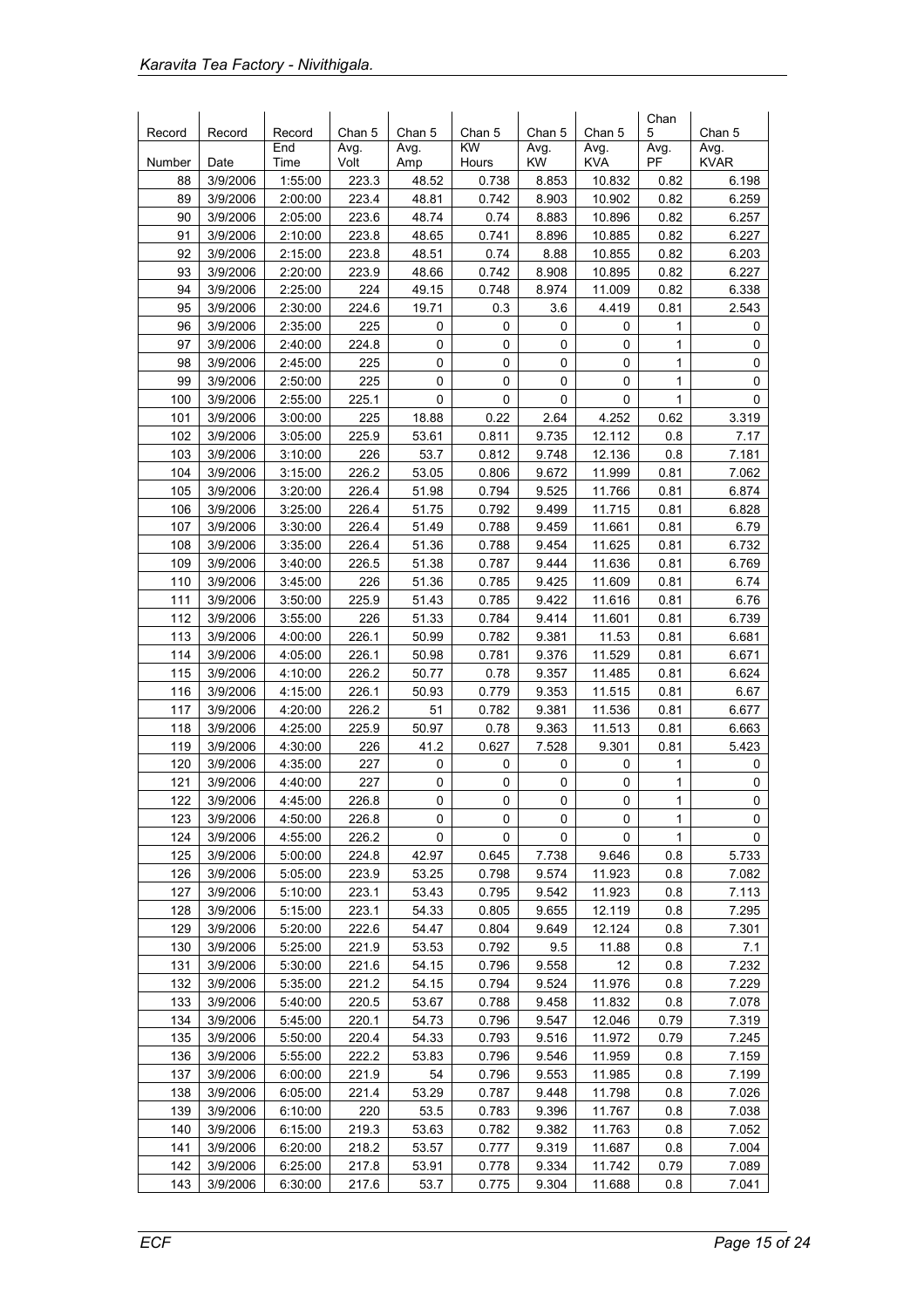| Record | Record | Record | Chan 5 | Chan 5 | Chan 5 | Chan 5 | Chan 5 | Chan 5 | Chan 5 |
|---|---|---|---|---|---|---|---|---|---|
| Number | Date | End Time | Avg. Volt | Avg. Amp | KW Hours | Avg. KW | Avg. KVA | Avg. PF | Avg. KVAR |
| 88 | 3/9/2006 | 1:55:00 | 223.3 | 48.52 | 0.738 | 8.853 | 10.832 | 0.82 | 6.198 |
| 89 | 3/9/2006 | 2:00:00 | 223.4 | 48.81 | 0.742 | 8.903 | 10.902 | 0.82 | 6.259 |
| 90 | 3/9/2006 | 2:05:00 | 223.6 | 48.74 | 0.74 | 8.883 | 10.896 | 0.82 | 6.257 |
| 91 | 3/9/2006 | 2:10:00 | 223.8 | 48.65 | 0.741 | 8.896 | 10.885 | 0.82 | 6.227 |
| 92 | 3/9/2006 | 2:15:00 | 223.8 | 48.51 | 0.74 | 8.88 | 10.855 | 0.82 | 6.203 |
| 93 | 3/9/2006 | 2:20:00 | 223.9 | 48.66 | 0.742 | 8.908 | 10.895 | 0.82 | 6.227 |
| 94 | 3/9/2006 | 2:25:00 | 224 | 49.15 | 0.748 | 8.974 | 11.009 | 0.82 | 6.338 |
| 95 | 3/9/2006 | 2:30:00 | 224.6 | 19.71 | 0.3 | 3.6 | 4.419 | 0.81 | 2.543 |
| 96 | 3/9/2006 | 2:35:00 | 225 | 0 | 0 | 0 | 0 | 1 | 0 |
| 97 | 3/9/2006 | 2:40:00 | 224.8 | 0 | 0 | 0 | 0 | 1 | 0 |
| 98 | 3/9/2006 | 2:45:00 | 225 | 0 | 0 | 0 | 0 | 1 | 0 |
| 99 | 3/9/2006 | 2:50:00 | 225 | 0 | 0 | 0 | 0 | 1 | 0 |
| 100 | 3/9/2006 | 2:55:00 | 225.1 | 0 | 0 | 0 | 0 | 1 | 0 |
| 101 | 3/9/2006 | 3:00:00 | 225 | 18.88 | 0.22 | 2.64 | 4.252 | 0.62 | 3.319 |
| 102 | 3/9/2006 | 3:05:00 | 225.9 | 53.61 | 0.811 | 9.735 | 12.112 | 0.8 | 7.17 |
| 103 | 3/9/2006 | 3:10:00 | 226 | 53.7 | 0.812 | 9.748 | 12.136 | 0.8 | 7.181 |
| 104 | 3/9/2006 | 3:15:00 | 226.2 | 53.05 | 0.806 | 9.672 | 11.999 | 0.81 | 7.062 |
| 105 | 3/9/2006 | 3:20:00 | 226.4 | 51.98 | 0.794 | 9.525 | 11.766 | 0.81 | 6.874 |
| 106 | 3/9/2006 | 3:25:00 | 226.4 | 51.75 | 0.792 | 9.499 | 11.715 | 0.81 | 6.828 |
| 107 | 3/9/2006 | 3:30:00 | 226.4 | 51.49 | 0.788 | 9.459 | 11.661 | 0.81 | 6.79 |
| 108 | 3/9/2006 | 3:35:00 | 226.4 | 51.36 | 0.788 | 9.454 | 11.625 | 0.81 | 6.732 |
| 109 | 3/9/2006 | 3:40:00 | 226.5 | 51.38 | 0.787 | 9.444 | 11.636 | 0.81 | 6.769 |
| 110 | 3/9/2006 | 3:45:00 | 226 | 51.36 | 0.785 | 9.425 | 11.609 | 0.81 | 6.74 |
| 111 | 3/9/2006 | 3:50:00 | 225.9 | 51.43 | 0.785 | 9.422 | 11.616 | 0.81 | 6.76 |
| 112 | 3/9/2006 | 3:55:00 | 226 | 51.33 | 0.784 | 9.414 | 11.601 | 0.81 | 6.739 |
| 113 | 3/9/2006 | 4:00:00 | 226.1 | 50.99 | 0.782 | 9.381 | 11.53 | 0.81 | 6.681 |
| 114 | 3/9/2006 | 4:05:00 | 226.1 | 50.98 | 0.781 | 9.376 | 11.529 | 0.81 | 6.671 |
| 115 | 3/9/2006 | 4:10:00 | 226.2 | 50.77 | 0.78 | 9.357 | 11.485 | 0.81 | 6.624 |
| 116 | 3/9/2006 | 4:15:00 | 226.1 | 50.93 | 0.779 | 9.353 | 11.515 | 0.81 | 6.67 |
| 117 | 3/9/2006 | 4:20:00 | 226.2 | 51 | 0.782 | 9.381 | 11.536 | 0.81 | 6.677 |
| 118 | 3/9/2006 | 4:25:00 | 225.9 | 50.97 | 0.78 | 9.363 | 11.513 | 0.81 | 6.663 |
| 119 | 3/9/2006 | 4:30:00 | 226 | 41.2 | 0.627 | 7.528 | 9.301 | 0.81 | 5.423 |
| 120 | 3/9/2006 | 4:35:00 | 227 | 0 | 0 | 0 | 0 | 1 | 0 |
| 121 | 3/9/2006 | 4:40:00 | 227 | 0 | 0 | 0 | 0 | 1 | 0 |
| 122 | 3/9/2006 | 4:45:00 | 226.8 | 0 | 0 | 0 | 0 | 1 | 0 |
| 123 | 3/9/2006 | 4:50:00 | 226.8 | 0 | 0 | 0 | 0 | 1 | 0 |
| 124 | 3/9/2006 | 4:55:00 | 226.2 | 0 | 0 | 0 | 0 | 1 | 0 |
| 125 | 3/9/2006 | 5:00:00 | 224.8 | 42.97 | 0.645 | 7.738 | 9.646 | 0.8 | 5.733 |
| 126 | 3/9/2006 | 5:05:00 | 223.9 | 53.25 | 0.798 | 9.574 | 11.923 | 0.8 | 7.082 |
| 127 | 3/9/2006 | 5:10:00 | 223.1 | 53.43 | 0.795 | 9.542 | 11.923 | 0.8 | 7.113 |
| 128 | 3/9/2006 | 5:15:00 | 223.1 | 54.33 | 0.805 | 9.655 | 12.119 | 0.8 | 7.295 |
| 129 | 3/9/2006 | 5:20:00 | 222.6 | 54.47 | 0.804 | 9.649 | 12.124 | 0.8 | 7.301 |
| 130 | 3/9/2006 | 5:25:00 | 221.9 | 53.53 | 0.792 | 9.5 | 11.88 | 0.8 | 7.1 |
| 131 | 3/9/2006 | 5:30:00 | 221.6 | 54.15 | 0.796 | 9.558 | 12 | 0.8 | 7.232 |
| 132 | 3/9/2006 | 5:35:00 | 221.2 | 54.15 | 0.794 | 9.524 | 11.976 | 0.8 | 7.229 |
| 133 | 3/9/2006 | 5:40:00 | 220.5 | 53.67 | 0.788 | 9.458 | 11.832 | 0.8 | 7.078 |
| 134 | 3/9/2006 | 5:45:00 | 220.1 | 54.73 | 0.796 | 9.547 | 12.046 | 0.79 | 7.319 |
| 135 | 3/9/2006 | 5:50:00 | 220.4 | 54.33 | 0.793 | 9.516 | 11.972 | 0.79 | 7.245 |
| 136 | 3/9/2006 | 5:55:00 | 222.2 | 53.83 | 0.796 | 9.546 | 11.959 | 0.8 | 7.159 |
| 137 | 3/9/2006 | 6:00:00 | 221.9 | 54 | 0.796 | 9.553 | 11.985 | 0.8 | 7.199 |
| 138 | 3/9/2006 | 6:05:00 | 221.4 | 53.29 | 0.787 | 9.448 | 11.798 | 0.8 | 7.026 |
| 139 | 3/9/2006 | 6:10:00 | 220 | 53.5 | 0.783 | 9.396 | 11.767 | 0.8 | 7.038 |
| 140 | 3/9/2006 | 6:15:00 | 219.3 | 53.63 | 0.782 | 9.382 | 11.763 | 0.8 | 7.052 |
| 141 | 3/9/2006 | 6:20:00 | 218.2 | 53.57 | 0.777 | 9.319 | 11.687 | 0.8 | 7.004 |
| 142 | 3/9/2006 | 6:25:00 | 217.8 | 53.91 | 0.778 | 9.334 | 11.742 | 0.79 | 7.089 |
| 143 | 3/9/2006 | 6:30:00 | 217.6 | 53.7 | 0.775 | 9.304 | 11.688 | 0.8 | 7.041 |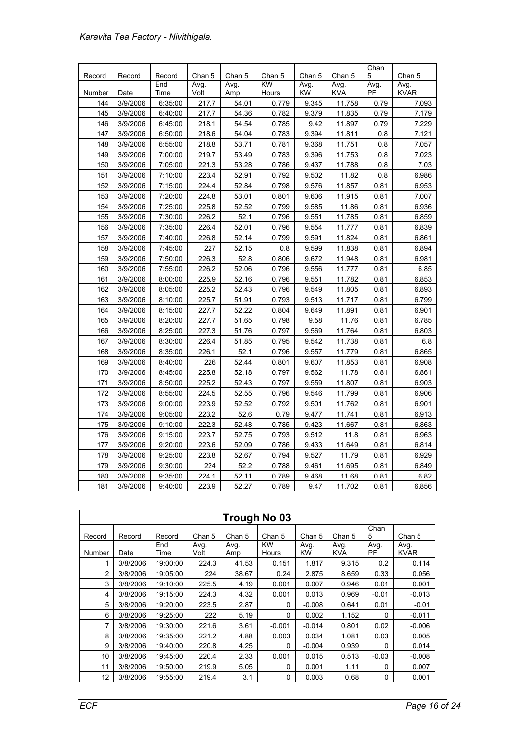| Record Number | Record Date | Record End Time | Chan 5 Avg. Volt | Chan 5 Avg. Amp | Chan 5 KW Hours | Chan 5 Avg. KW | Chan 5 Avg. KVA | Chan 5 Avg. PF | Chan 5 Avg. KVAR |
|---|---|---|---|---|---|---|---|---|---|
| 144 | 3/9/2006 | 6:35:00 | 217.7 | 54.01 | 0.779 | 9.345 | 11.758 | 0.79 | 7.093 |
| 145 | 3/9/2006 | 6:40:00 | 217.7 | 54.36 | 0.782 | 9.379 | 11.835 | 0.79 | 7.179 |
| 146 | 3/9/2006 | 6:45:00 | 218.1 | 54.54 | 0.785 | 9.42 | 11.897 | 0.79 | 7.229 |
| 147 | 3/9/2006 | 6:50:00 | 218.6 | 54.04 | 0.783 | 9.394 | 11.811 | 0.8 | 7.121 |
| 148 | 3/9/2006 | 6:55:00 | 218.8 | 53.71 | 0.781 | 9.368 | 11.751 | 0.8 | 7.057 |
| 149 | 3/9/2006 | 7:00:00 | 219.7 | 53.49 | 0.783 | 9.396 | 11.753 | 0.8 | 7.023 |
| 150 | 3/9/2006 | 7:05:00 | 221.3 | 53.28 | 0.786 | 9.437 | 11.788 | 0.8 | 7.03 |
| 151 | 3/9/2006 | 7:10:00 | 223.4 | 52.91 | 0.792 | 9.502 | 11.82 | 0.8 | 6.986 |
| 152 | 3/9/2006 | 7:15:00 | 224.4 | 52.84 | 0.798 | 9.576 | 11.857 | 0.81 | 6.953 |
| 153 | 3/9/2006 | 7:20:00 | 224.8 | 53.01 | 0.801 | 9.606 | 11.915 | 0.81 | 7.007 |
| 154 | 3/9/2006 | 7:25:00 | 225.8 | 52.52 | 0.799 | 9.585 | 11.86 | 0.81 | 6.936 |
| 155 | 3/9/2006 | 7:30:00 | 226.2 | 52.1 | 0.796 | 9.551 | 11.785 | 0.81 | 6.859 |
| 156 | 3/9/2006 | 7:35:00 | 226.4 | 52.01 | 0.796 | 9.554 | 11.777 | 0.81 | 6.839 |
| 157 | 3/9/2006 | 7:40:00 | 226.8 | 52.14 | 0.799 | 9.591 | 11.824 | 0.81 | 6.861 |
| 158 | 3/9/2006 | 7:45:00 | 227 | 52.15 | 0.8 | 9.599 | 11.838 | 0.81 | 6.894 |
| 159 | 3/9/2006 | 7:50:00 | 226.3 | 52.8 | 0.806 | 9.672 | 11.948 | 0.81 | 6.981 |
| 160 | 3/9/2006 | 7:55:00 | 226.2 | 52.06 | 0.796 | 9.556 | 11.777 | 0.81 | 6.85 |
| 161 | 3/9/2006 | 8:00:00 | 225.9 | 52.16 | 0.796 | 9.551 | 11.782 | 0.81 | 6.853 |
| 162 | 3/9/2006 | 8:05:00 | 225.2 | 52.43 | 0.796 | 9.549 | 11.805 | 0.81 | 6.893 |
| 163 | 3/9/2006 | 8:10:00 | 225.7 | 51.91 | 0.793 | 9.513 | 11.717 | 0.81 | 6.799 |
| 164 | 3/9/2006 | 8:15:00 | 227.7 | 52.22 | 0.804 | 9.649 | 11.891 | 0.81 | 6.901 |
| 165 | 3/9/2006 | 8:20:00 | 227.7 | 51.65 | 0.798 | 9.58 | 11.76 | 0.81 | 6.785 |
| 166 | 3/9/2006 | 8:25:00 | 227.3 | 51.76 | 0.797 | 9.569 | 11.764 | 0.81 | 6.803 |
| 167 | 3/9/2006 | 8:30:00 | 226.4 | 51.85 | 0.795 | 9.542 | 11.738 | 0.81 | 6.8 |
| 168 | 3/9/2006 | 8:35:00 | 226.1 | 52.1 | 0.796 | 9.557 | 11.779 | 0.81 | 6.865 |
| 169 | 3/9/2006 | 8:40:00 | 226 | 52.44 | 0.801 | 9.607 | 11.853 | 0.81 | 6.908 |
| 170 | 3/9/2006 | 8:45:00 | 225.8 | 52.18 | 0.797 | 9.562 | 11.78 | 0.81 | 6.861 |
| 171 | 3/9/2006 | 8:50:00 | 225.2 | 52.43 | 0.797 | 9.559 | 11.807 | 0.81 | 6.903 |
| 172 | 3/9/2006 | 8:55:00 | 224.5 | 52.55 | 0.796 | 9.546 | 11.799 | 0.81 | 6.906 |
| 173 | 3/9/2006 | 9:00:00 | 223.9 | 52.52 | 0.792 | 9.501 | 11.762 | 0.81 | 6.901 |
| 174 | 3/9/2006 | 9:05:00 | 223.2 | 52.6 | 0.79 | 9.477 | 11.741 | 0.81 | 6.913 |
| 175 | 3/9/2006 | 9:10:00 | 222.3 | 52.48 | 0.785 | 9.423 | 11.667 | 0.81 | 6.863 |
| 176 | 3/9/2006 | 9:15:00 | 223.7 | 52.75 | 0.793 | 9.512 | 11.8 | 0.81 | 6.963 |
| 177 | 3/9/2006 | 9:20:00 | 223.6 | 52.09 | 0.786 | 9.433 | 11.649 | 0.81 | 6.814 |
| 178 | 3/9/2006 | 9:25:00 | 223.8 | 52.67 | 0.794 | 9.527 | 11.79 | 0.81 | 6.929 |
| 179 | 3/9/2006 | 9:30:00 | 224 | 52.2 | 0.788 | 9.461 | 11.695 | 0.81 | 6.849 |
| 180 | 3/9/2006 | 9:35:00 | 224.1 | 52.11 | 0.789 | 9.468 | 11.68 | 0.81 | 6.82 |
| 181 | 3/9/2006 | 9:40:00 | 223.9 | 52.27 | 0.789 | 9.47 | 11.702 | 0.81 | 6.856 |

## Trough No 03

| Record Number | Record Date | Record End Time | Chan 5 Avg. Volt | Chan 5 Avg. Amp | Chan 5 KW Hours | Chan 5 Avg. KW | Chan 5 Avg. KVA | Chan 5 Avg. PF | Chan 5 Avg. KVAR |
|---|---|---|---|---|---|---|---|---|---|
| 1 | 3/8/2006 | 19:00:00 | 224.3 | 41.53 | 0.151 | 1.817 | 9.315 | 0.2 | 0.114 |
| 2 | 3/8/2006 | 19:05:00 | 224 | 38.67 | 0.24 | 2.875 | 8.659 | 0.33 | 0.056 |
| 3 | 3/8/2006 | 19:10:00 | 225.5 | 4.19 | 0.001 | 0.007 | 0.946 | 0.01 | 0.001 |
| 4 | 3/8/2006 | 19:15:00 | 224.3 | 4.32 | 0.001 | 0.013 | 0.969 | -0.01 | -0.013 |
| 5 | 3/8/2006 | 19:20:00 | 223.5 | 2.87 | 0 | -0.008 | 0.641 | 0.01 | -0.01 |
| 6 | 3/8/2006 | 19:25:00 | 222 | 5.19 | 0 | 0.002 | 1.152 | 0 | -0.011 |
| 7 | 3/8/2006 | 19:30:00 | 221.6 | 3.61 | -0.001 | -0.014 | 0.801 | 0.02 | -0.006 |
| 8 | 3/8/2006 | 19:35:00 | 221.2 | 4.88 | 0.003 | 0.034 | 1.081 | 0.03 | 0.005 |
| 9 | 3/8/2006 | 19:40:00 | 220.8 | 4.25 | 0 | -0.004 | 0.939 | 0 | 0.014 |
| 10 | 3/8/2006 | 19:45:00 | 220.4 | 2.33 | 0.001 | 0.015 | 0.513 | -0.03 | -0.008 |
| 11 | 3/8/2006 | 19:50:00 | 219.9 | 5.05 | 0 | 0.001 | 1.11 | 0 | 0.007 |
| 12 | 3/8/2006 | 19:55:00 | 219.4 | 3.1 | 0 | 0.003 | 0.68 | 0 | 0.001 |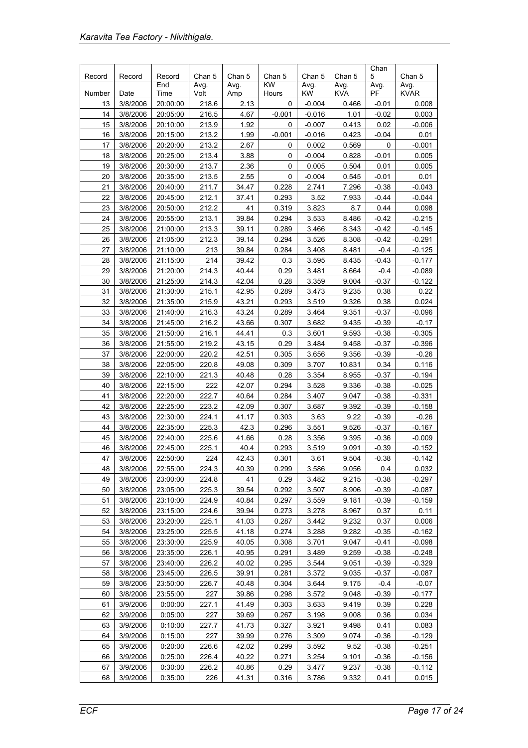| Record Number | Record Date | Record End Time | Chan 5 Avg. Volt | Chan 5 Avg. Amp | Chan 5 KW Hours | Chan 5 Avg. KW | Chan 5 Avg. KVA | Chan 5 Avg. PF | Chan 5 Avg. KVAR |
|---|---|---|---|---|---|---|---|---|---|
| 13 | 3/8/2006 | 20:00:00 | 218.6 | 2.13 | 0 | -0.004 | 0.466 | -0.01 | 0.008 |
| 14 | 3/8/2006 | 20:05:00 | 216.5 | 4.67 | -0.001 | -0.016 | 1.01 | -0.02 | 0.003 |
| 15 | 3/8/2006 | 20:10:00 | 213.9 | 1.92 | 0 | -0.007 | 0.413 | 0.02 | -0.006 |
| 16 | 3/8/2006 | 20:15:00 | 213.2 | 1.99 | -0.001 | -0.016 | 0.423 | -0.04 | 0.01 |
| 17 | 3/8/2006 | 20:20:00 | 213.2 | 2.67 | 0 | 0.002 | 0.569 | 0 | -0.001 |
| 18 | 3/8/2006 | 20:25:00 | 213.4 | 3.88 | 0 | -0.004 | 0.828 | -0.01 | 0.005 |
| 19 | 3/8/2006 | 20:30:00 | 213.7 | 2.36 | 0 | 0.005 | 0.504 | 0.01 | 0.005 |
| 20 | 3/8/2006 | 20:35:00 | 213.5 | 2.55 | 0 | -0.004 | 0.545 | -0.01 | 0.01 |
| 21 | 3/8/2006 | 20:40:00 | 211.7 | 34.47 | 0.228 | 2.741 | 7.296 | -0.38 | -0.043 |
| 22 | 3/8/2006 | 20:45:00 | 212.1 | 37.41 | 0.293 | 3.52 | 7.933 | -0.44 | -0.044 |
| 23 | 3/8/2006 | 20:50:00 | 212.2 | 41 | 0.319 | 3.823 | 8.7 | 0.44 | 0.098 |
| 24 | 3/8/2006 | 20:55:00 | 213.1 | 39.84 | 0.294 | 3.533 | 8.486 | -0.42 | -0.215 |
| 25 | 3/8/2006 | 21:00:00 | 213.3 | 39.11 | 0.289 | 3.466 | 8.343 | -0.42 | -0.145 |
| 26 | 3/8/2006 | 21:05:00 | 212.3 | 39.14 | 0.294 | 3.526 | 8.308 | -0.42 | -0.291 |
| 27 | 3/8/2006 | 21:10:00 | 213 | 39.84 | 0.284 | 3.408 | 8.481 | -0.4 | -0.125 |
| 28 | 3/8/2006 | 21:15:00 | 214 | 39.42 | 0.3 | 3.595 | 8.435 | -0.43 | -0.177 |
| 29 | 3/8/2006 | 21:20:00 | 214.3 | 40.44 | 0.29 | 3.481 | 8.664 | -0.4 | -0.089 |
| 30 | 3/8/2006 | 21:25:00 | 214.3 | 42.04 | 0.28 | 3.359 | 9.004 | -0.37 | -0.122 |
| 31 | 3/8/2006 | 21:30:00 | 215.1 | 42.95 | 0.289 | 3.473 | 9.235 | 0.38 | 0.22 |
| 32 | 3/8/2006 | 21:35:00 | 215.9 | 43.21 | 0.293 | 3.519 | 9.326 | 0.38 | 0.024 |
| 33 | 3/8/2006 | 21:40:00 | 216.3 | 43.24 | 0.289 | 3.464 | 9.351 | -0.37 | -0.096 |
| 34 | 3/8/2006 | 21:45:00 | 216.2 | 43.66 | 0.307 | 3.682 | 9.435 | -0.39 | -0.17 |
| 35 | 3/8/2006 | 21:50:00 | 216.1 | 44.41 | 0.3 | 3.601 | 9.593 | -0.38 | -0.305 |
| 36 | 3/8/2006 | 21:55:00 | 219.2 | 43.15 | 0.29 | 3.484 | 9.458 | -0.37 | -0.396 |
| 37 | 3/8/2006 | 22:00:00 | 220.2 | 42.51 | 0.305 | 3.656 | 9.356 | -0.39 | -0.26 |
| 38 | 3/8/2006 | 22:05:00 | 220.8 | 49.08 | 0.309 | 3.707 | 10.831 | 0.34 | 0.116 |
| 39 | 3/8/2006 | 22:10:00 | 221.3 | 40.48 | 0.28 | 3.354 | 8.955 | -0.37 | -0.194 |
| 40 | 3/8/2006 | 22:15:00 | 222 | 42.07 | 0.294 | 3.528 | 9.336 | -0.38 | -0.025 |
| 41 | 3/8/2006 | 22:20:00 | 222.7 | 40.64 | 0.284 | 3.407 | 9.047 | -0.38 | -0.331 |
| 42 | 3/8/2006 | 22:25:00 | 223.2 | 42.09 | 0.307 | 3.687 | 9.392 | -0.39 | -0.158 |
| 43 | 3/8/2006 | 22:30:00 | 224.1 | 41.17 | 0.303 | 3.63 | 9.22 | -0.39 | -0.26 |
| 44 | 3/8/2006 | 22:35:00 | 225.3 | 42.3 | 0.296 | 3.551 | 9.526 | -0.37 | -0.167 |
| 45 | 3/8/2006 | 22:40:00 | 225.6 | 41.66 | 0.28 | 3.356 | 9.395 | -0.36 | -0.009 |
| 46 | 3/8/2006 | 22:45:00 | 225.1 | 40.4 | 0.293 | 3.519 | 9.091 | -0.39 | -0.152 |
| 47 | 3/8/2006 | 22:50:00 | 224 | 42.43 | 0.301 | 3.61 | 9.504 | -0.38 | -0.142 |
| 48 | 3/8/2006 | 22:55:00 | 224.3 | 40.39 | 0.299 | 3.586 | 9.056 | 0.4 | 0.032 |
| 49 | 3/8/2006 | 23:00:00 | 224.8 | 41 | 0.29 | 3.482 | 9.215 | -0.38 | -0.297 |
| 50 | 3/8/2006 | 23:05:00 | 225.3 | 39.54 | 0.292 | 3.507 | 8.906 | -0.39 | -0.087 |
| 51 | 3/8/2006 | 23:10:00 | 224.9 | 40.84 | 0.297 | 3.559 | 9.181 | -0.39 | -0.159 |
| 52 | 3/8/2006 | 23:15:00 | 224.6 | 39.94 | 0.273 | 3.278 | 8.967 | 0.37 | 0.11 |
| 53 | 3/8/2006 | 23:20:00 | 225.1 | 41.03 | 0.287 | 3.442 | 9.232 | 0.37 | 0.006 |
| 54 | 3/8/2006 | 23:25:00 | 225.5 | 41.18 | 0.274 | 3.288 | 9.282 | -0.35 | -0.162 |
| 55 | 3/8/2006 | 23:30:00 | 225.9 | 40.05 | 0.308 | 3.701 | 9.047 | -0.41 | -0.098 |
| 56 | 3/8/2006 | 23:35:00 | 226.1 | 40.95 | 0.291 | 3.489 | 9.259 | -0.38 | -0.248 |
| 57 | 3/8/2006 | 23:40:00 | 226.2 | 40.02 | 0.295 | 3.544 | 9.051 | -0.39 | -0.329 |
| 58 | 3/8/2006 | 23:45:00 | 226.5 | 39.91 | 0.281 | 3.372 | 9.035 | -0.37 | -0.087 |
| 59 | 3/8/2006 | 23:50:00 | 226.7 | 40.48 | 0.304 | 3.644 | 9.175 | -0.4 | -0.07 |
| 60 | 3/8/2006 | 23:55:00 | 227 | 39.86 | 0.298 | 3.572 | 9.048 | -0.39 | -0.177 |
| 61 | 3/9/2006 | 0:00:00 | 227.1 | 41.49 | 0.303 | 3.633 | 9.419 | 0.39 | 0.228 |
| 62 | 3/9/2006 | 0:05:00 | 227 | 39.69 | 0.267 | 3.198 | 9.008 | 0.36 | 0.034 |
| 63 | 3/9/2006 | 0:10:00 | 227.7 | 41.73 | 0.327 | 3.921 | 9.498 | 0.41 | 0.083 |
| 64 | 3/9/2006 | 0:15:00 | 227 | 39.99 | 0.276 | 3.309 | 9.074 | -0.36 | -0.129 |
| 65 | 3/9/2006 | 0:20:00 | 226.6 | 42.02 | 0.299 | 3.592 | 9.52 | -0.38 | -0.251 |
| 66 | 3/9/2006 | 0:25:00 | 226.4 | 40.22 | 0.271 | 3.254 | 9.101 | -0.36 | -0.156 |
| 67 | 3/9/2006 | 0:30:00 | 226.2 | 40.86 | 0.29 | 3.477 | 9.237 | -0.38 | -0.112 |
| 68 | 3/9/2006 | 0:35:00 | 226 | 41.31 | 0.316 | 3.786 | 9.332 | 0.41 | 0.015 |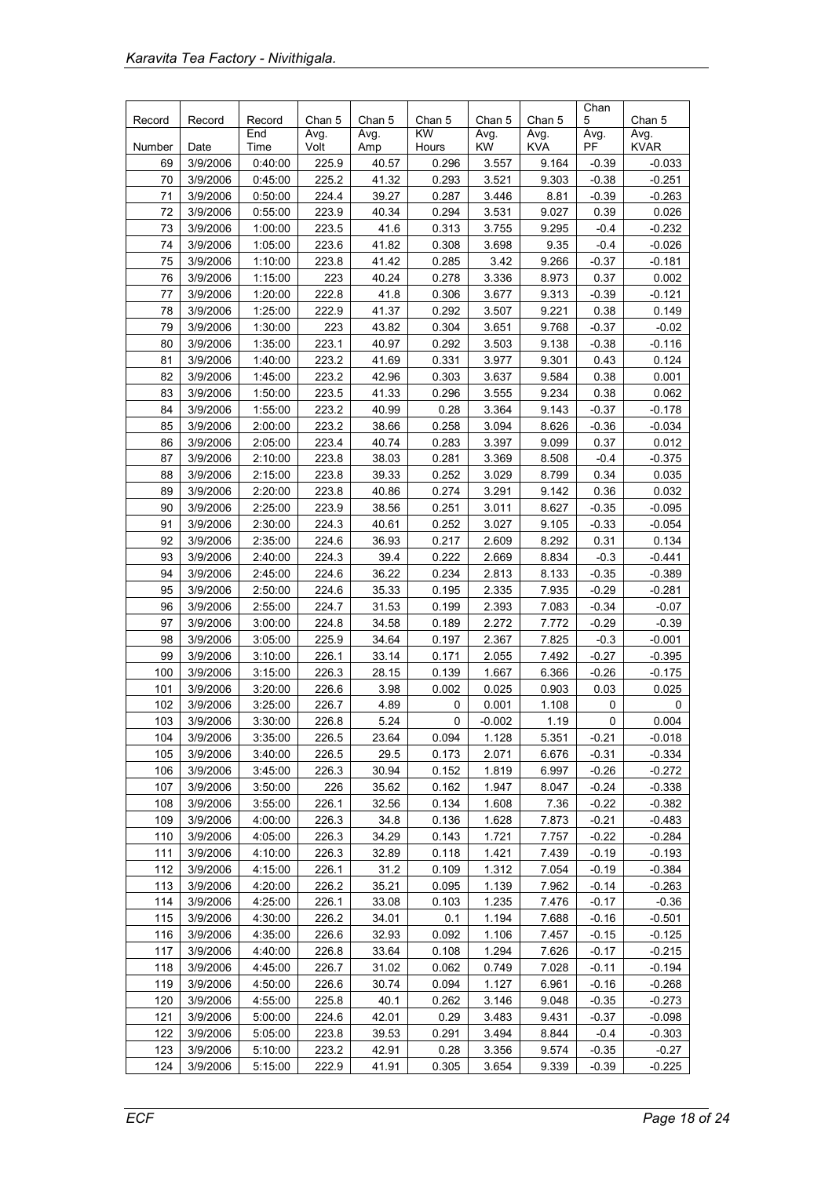| Record Number | Record Date | Record End Time | Chan 5 Avg. Volt | Chan 5 Avg. Amp | Chan 5 KW Hours | Chan 5 Avg. KW | Chan 5 Avg. KVA | Chan 5 Avg. PF | Chan 5 Avg. KVAR |
|---|---|---|---|---|---|---|---|---|---|
| 69 | 3/9/2006 | 0:40:00 | 225.9 | 40.57 | 0.296 | 3.557 | 9.164 | -0.39 | -0.033 |
| 70 | 3/9/2006 | 0:45:00 | 225.2 | 41.32 | 0.293 | 3.521 | 9.303 | -0.38 | -0.251 |
| 71 | 3/9/2006 | 0:50:00 | 224.4 | 39.27 | 0.287 | 3.446 | 8.81 | -0.39 | -0.263 |
| 72 | 3/9/2006 | 0:55:00 | 223.9 | 40.34 | 0.294 | 3.531 | 9.027 | 0.39 | 0.026 |
| 73 | 3/9/2006 | 1:00:00 | 223.5 | 41.6 | 0.313 | 3.755 | 9.295 | -0.4 | -0.232 |
| 74 | 3/9/2006 | 1:05:00 | 223.6 | 41.82 | 0.308 | 3.698 | 9.35 | -0.4 | -0.026 |
| 75 | 3/9/2006 | 1:10:00 | 223.8 | 41.42 | 0.285 | 3.42 | 9.266 | -0.37 | -0.181 |
| 76 | 3/9/2006 | 1:15:00 | 223 | 40.24 | 0.278 | 3.336 | 8.973 | 0.37 | 0.002 |
| 77 | 3/9/2006 | 1:20:00 | 222.8 | 41.8 | 0.306 | 3.677 | 9.313 | -0.39 | -0.121 |
| 78 | 3/9/2006 | 1:25:00 | 222.9 | 41.37 | 0.292 | 3.507 | 9.221 | 0.38 | 0.149 |
| 79 | 3/9/2006 | 1:30:00 | 223 | 43.82 | 0.304 | 3.651 | 9.768 | -0.37 | -0.02 |
| 80 | 3/9/2006 | 1:35:00 | 223.1 | 40.97 | 0.292 | 3.503 | 9.138 | -0.38 | -0.116 |
| 81 | 3/9/2006 | 1:40:00 | 223.2 | 41.69 | 0.331 | 3.977 | 9.301 | 0.43 | 0.124 |
| 82 | 3/9/2006 | 1:45:00 | 223.2 | 42.96 | 0.303 | 3.637 | 9.584 | 0.38 | 0.001 |
| 83 | 3/9/2006 | 1:50:00 | 223.5 | 41.33 | 0.296 | 3.555 | 9.234 | 0.38 | 0.062 |
| 84 | 3/9/2006 | 1:55:00 | 223.2 | 40.99 | 0.28 | 3.364 | 9.143 | -0.37 | -0.178 |
| 85 | 3/9/2006 | 2:00:00 | 223.2 | 38.66 | 0.258 | 3.094 | 8.626 | -0.36 | -0.034 |
| 86 | 3/9/2006 | 2:05:00 | 223.4 | 40.74 | 0.283 | 3.397 | 9.099 | 0.37 | 0.012 |
| 87 | 3/9/2006 | 2:10:00 | 223.8 | 38.03 | 0.281 | 3.369 | 8.508 | -0.4 | -0.375 |
| 88 | 3/9/2006 | 2:15:00 | 223.8 | 39.33 | 0.252 | 3.029 | 8.799 | 0.34 | 0.035 |
| 89 | 3/9/2006 | 2:20:00 | 223.8 | 40.86 | 0.274 | 3.291 | 9.142 | 0.36 | 0.032 |
| 90 | 3/9/2006 | 2:25:00 | 223.9 | 38.56 | 0.251 | 3.011 | 8.627 | -0.35 | -0.095 |
| 91 | 3/9/2006 | 2:30:00 | 224.3 | 40.61 | 0.252 | 3.027 | 9.105 | -0.33 | -0.054 |
| 92 | 3/9/2006 | 2:35:00 | 224.6 | 36.93 | 0.217 | 2.609 | 8.292 | 0.31 | 0.134 |
| 93 | 3/9/2006 | 2:40:00 | 224.3 | 39.4 | 0.222 | 2.669 | 8.834 | -0.3 | -0.441 |
| 94 | 3/9/2006 | 2:45:00 | 224.6 | 36.22 | 0.234 | 2.813 | 8.133 | -0.35 | -0.389 |
| 95 | 3/9/2006 | 2:50:00 | 224.6 | 35.33 | 0.195 | 2.335 | 7.935 | -0.29 | -0.281 |
| 96 | 3/9/2006 | 2:55:00 | 224.7 | 31.53 | 0.199 | 2.393 | 7.083 | -0.34 | -0.07 |
| 97 | 3/9/2006 | 3:00:00 | 224.8 | 34.58 | 0.189 | 2.272 | 7.772 | -0.29 | -0.39 |
| 98 | 3/9/2006 | 3:05:00 | 225.9 | 34.64 | 0.197 | 2.367 | 7.825 | -0.3 | -0.001 |
| 99 | 3/9/2006 | 3:10:00 | 226.1 | 33.14 | 0.171 | 2.055 | 7.492 | -0.27 | -0.395 |
| 100 | 3/9/2006 | 3:15:00 | 226.3 | 28.15 | 0.139 | 1.667 | 6.366 | -0.26 | -0.175 |
| 101 | 3/9/2006 | 3:20:00 | 226.6 | 3.98 | 0.002 | 0.025 | 0.903 | 0.03 | 0.025 |
| 102 | 3/9/2006 | 3:25:00 | 226.7 | 4.89 | 0 | 0.001 | 1.108 | 0 | 0 |
| 103 | 3/9/2006 | 3:30:00 | 226.8 | 5.24 | 0 | -0.002 | 1.19 | 0 | 0.004 |
| 104 | 3/9/2006 | 3:35:00 | 226.5 | 23.64 | 0.094 | 1.128 | 5.351 | -0.21 | -0.018 |
| 105 | 3/9/2006 | 3:40:00 | 226.5 | 29.5 | 0.173 | 2.071 | 6.676 | -0.31 | -0.334 |
| 106 | 3/9/2006 | 3:45:00 | 226.3 | 30.94 | 0.152 | 1.819 | 6.997 | -0.26 | -0.272 |
| 107 | 3/9/2006 | 3:50:00 | 226 | 35.62 | 0.162 | 1.947 | 8.047 | -0.24 | -0.338 |
| 108 | 3/9/2006 | 3:55:00 | 226.1 | 32.56 | 0.134 | 1.608 | 7.36 | -0.22 | -0.382 |
| 109 | 3/9/2006 | 4:00:00 | 226.3 | 34.8 | 0.136 | 1.628 | 7.873 | -0.21 | -0.483 |
| 110 | 3/9/2006 | 4:05:00 | 226.3 | 34.29 | 0.143 | 1.721 | 7.757 | -0.22 | -0.284 |
| 111 | 3/9/2006 | 4:10:00 | 226.3 | 32.89 | 0.118 | 1.421 | 7.439 | -0.19 | -0.193 |
| 112 | 3/9/2006 | 4:15:00 | 226.1 | 31.2 | 0.109 | 1.312 | 7.054 | -0.19 | -0.384 |
| 113 | 3/9/2006 | 4:20:00 | 226.2 | 35.21 | 0.095 | 1.139 | 7.962 | -0.14 | -0.263 |
| 114 | 3/9/2006 | 4:25:00 | 226.1 | 33.08 | 0.103 | 1.235 | 7.476 | -0.17 | -0.36 |
| 115 | 3/9/2006 | 4:30:00 | 226.2 | 34.01 | 0.1 | 1.194 | 7.688 | -0.16 | -0.501 |
| 116 | 3/9/2006 | 4:35:00 | 226.6 | 32.93 | 0.092 | 1.106 | 7.457 | -0.15 | -0.125 |
| 117 | 3/9/2006 | 4:40:00 | 226.8 | 33.64 | 0.108 | 1.294 | 7.626 | -0.17 | -0.215 |
| 118 | 3/9/2006 | 4:45:00 | 226.7 | 31.02 | 0.062 | 0.749 | 7.028 | -0.11 | -0.194 |
| 119 | 3/9/2006 | 4:50:00 | 226.6 | 30.74 | 0.094 | 1.127 | 6.961 | -0.16 | -0.268 |
| 120 | 3/9/2006 | 4:55:00 | 225.8 | 40.1 | 0.262 | 3.146 | 9.048 | -0.35 | -0.273 |
| 121 | 3/9/2006 | 5:00:00 | 224.6 | 42.01 | 0.29 | 3.483 | 9.431 | -0.37 | -0.098 |
| 122 | 3/9/2006 | 5:05:00 | 223.8 | 39.53 | 0.291 | 3.494 | 8.844 | -0.4 | -0.303 |
| 123 | 3/9/2006 | 5:10:00 | 223.2 | 42.91 | 0.28 | 3.356 | 9.574 | -0.35 | -0.27 |
| 124 | 3/9/2006 | 5:15:00 | 222.9 | 41.91 | 0.305 | 3.654 | 9.339 | -0.39 | -0.225 |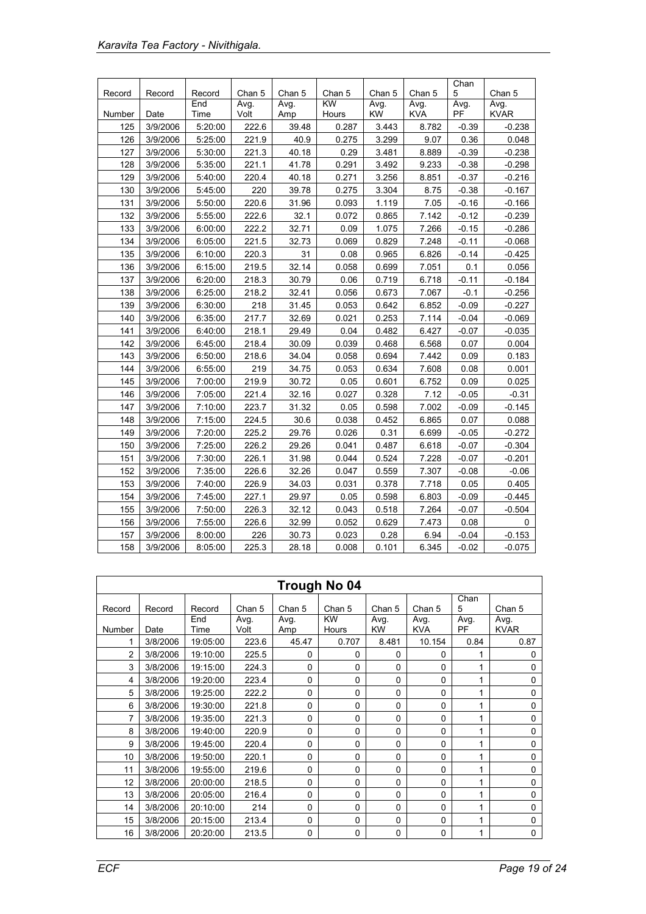| Record Number | Record Date | Record End Time | Chan 5 Avg. Volt | Chan 5 Avg. Amp | Chan 5 KW Hours | Chan 5 Avg. KW | Chan 5 Avg. KVA | Chan 5 Avg. PF | Chan 5 Avg. KVAR |
|---|---|---|---|---|---|---|---|---|---|
| 125 | 3/9/2006 | 5:20:00 | 222.6 | 39.48 | 0.287 | 3.443 | 8.782 | -0.39 | -0.238 |
| 126 | 3/9/2006 | 5:25:00 | 221.9 | 40.9 | 0.275 | 3.299 | 9.07 | 0.36 | 0.048 |
| 127 | 3/9/2006 | 5:30:00 | 221.3 | 40.18 | 0.29 | 3.481 | 8.889 | -0.39 | -0.238 |
| 128 | 3/9/2006 | 5:35:00 | 221.1 | 41.78 | 0.291 | 3.492 | 9.233 | -0.38 | -0.298 |
| 129 | 3/9/2006 | 5:40:00 | 220.4 | 40.18 | 0.271 | 3.256 | 8.851 | -0.37 | -0.216 |
| 130 | 3/9/2006 | 5:45:00 | 220 | 39.78 | 0.275 | 3.304 | 8.75 | -0.38 | -0.167 |
| 131 | 3/9/2006 | 5:50:00 | 220.6 | 31.96 | 0.093 | 1.119 | 7.05 | -0.16 | -0.166 |
| 132 | 3/9/2006 | 5:55:00 | 222.6 | 32.1 | 0.072 | 0.865 | 7.142 | -0.12 | -0.239 |
| 133 | 3/9/2006 | 6:00:00 | 222.2 | 32.71 | 0.09 | 1.075 | 7.266 | -0.15 | -0.286 |
| 134 | 3/9/2006 | 6:05:00 | 221.5 | 32.73 | 0.069 | 0.829 | 7.248 | -0.11 | -0.068 |
| 135 | 3/9/2006 | 6:10:00 | 220.3 | 31 | 0.08 | 0.965 | 6.826 | -0.14 | -0.425 |
| 136 | 3/9/2006 | 6:15:00 | 219.5 | 32.14 | 0.058 | 0.699 | 7.051 | 0.1 | 0.056 |
| 137 | 3/9/2006 | 6:20:00 | 218.3 | 30.79 | 0.06 | 0.719 | 6.718 | -0.11 | -0.184 |
| 138 | 3/9/2006 | 6:25:00 | 218.2 | 32.41 | 0.056 | 0.673 | 7.067 | -0.1 | -0.256 |
| 139 | 3/9/2006 | 6:30:00 | 218 | 31.45 | 0.053 | 0.642 | 6.852 | -0.09 | -0.227 |
| 140 | 3/9/2006 | 6:35:00 | 217.7 | 32.69 | 0.021 | 0.253 | 7.114 | -0.04 | -0.069 |
| 141 | 3/9/2006 | 6:40:00 | 218.1 | 29.49 | 0.04 | 0.482 | 6.427 | -0.07 | -0.035 |
| 142 | 3/9/2006 | 6:45:00 | 218.4 | 30.09 | 0.039 | 0.468 | 6.568 | 0.07 | 0.004 |
| 143 | 3/9/2006 | 6:50:00 | 218.6 | 34.04 | 0.058 | 0.694 | 7.442 | 0.09 | 0.183 |
| 144 | 3/9/2006 | 6:55:00 | 219 | 34.75 | 0.053 | 0.634 | 7.608 | 0.08 | 0.001 |
| 145 | 3/9/2006 | 7:00:00 | 219.9 | 30.72 | 0.05 | 0.601 | 6.752 | 0.09 | 0.025 |
| 146 | 3/9/2006 | 7:05:00 | 221.4 | 32.16 | 0.027 | 0.328 | 7.12 | -0.05 | -0.31 |
| 147 | 3/9/2006 | 7:10:00 | 223.7 | 31.32 | 0.05 | 0.598 | 7.002 | -0.09 | -0.145 |
| 148 | 3/9/2006 | 7:15:00 | 224.5 | 30.6 | 0.038 | 0.452 | 6.865 | 0.07 | 0.088 |
| 149 | 3/9/2006 | 7:20:00 | 225.2 | 29.76 | 0.026 | 0.31 | 6.699 | -0.05 | -0.272 |
| 150 | 3/9/2006 | 7:25:00 | 226.2 | 29.26 | 0.041 | 0.487 | 6.618 | -0.07 | -0.304 |
| 151 | 3/9/2006 | 7:30:00 | 226.1 | 31.98 | 0.044 | 0.524 | 7.228 | -0.07 | -0.201 |
| 152 | 3/9/2006 | 7:35:00 | 226.6 | 32.26 | 0.047 | 0.559 | 7.307 | -0.08 | -0.06 |
| 153 | 3/9/2006 | 7:40:00 | 226.9 | 34.03 | 0.031 | 0.378 | 7.718 | 0.05 | 0.405 |
| 154 | 3/9/2006 | 7:45:00 | 227.1 | 29.97 | 0.05 | 0.598 | 6.803 | -0.09 | -0.445 |
| 155 | 3/9/2006 | 7:50:00 | 226.3 | 32.12 | 0.043 | 0.518 | 7.264 | -0.07 | -0.504 |
| 156 | 3/9/2006 | 7:55:00 | 226.6 | 32.99 | 0.052 | 0.629 | 7.473 | 0.08 | 0 |
| 157 | 3/9/2006 | 8:00:00 | 226 | 30.73 | 0.023 | 0.28 | 6.94 | -0.04 | -0.153 |
| 158 | 3/9/2006 | 8:05:00 | 225.3 | 28.18 | 0.008 | 0.101 | 6.345 | -0.02 | -0.075 |

## Trough No 04

| Record Number | Record Date | Record End Time | Chan 5 Avg. Volt | Chan 5 Avg. Amp | Chan 5 KW Hours | Chan 5 Avg. KW | Chan 5 Avg. KVA | Chan 5 Avg. PF | Chan 5 Avg. KVAR |
|---|---|---|---|---|---|---|---|---|---|
| 1 | 3/8/2006 | 19:05:00 | 223.6 | 45.47 | 0.707 | 8.481 | 10.154 | 0.84 | 0.87 |
| 2 | 3/8/2006 | 19:10:00 | 225.5 | 0 | 0 | 0 | 0 | 1 | 0 |
| 3 | 3/8/2006 | 19:15:00 | 224.3 | 0 | 0 | 0 | 0 | 1 | 0 |
| 4 | 3/8/2006 | 19:20:00 | 223.4 | 0 | 0 | 0 | 0 | 1 | 0 |
| 5 | 3/8/2006 | 19:25:00 | 222.2 | 0 | 0 | 0 | 0 | 1 | 0 |
| 6 | 3/8/2006 | 19:30:00 | 221.8 | 0 | 0 | 0 | 0 | 1 | 0 |
| 7 | 3/8/2006 | 19:35:00 | 221.3 | 0 | 0 | 0 | 0 | 1 | 0 |
| 8 | 3/8/2006 | 19:40:00 | 220.9 | 0 | 0 | 0 | 0 | 1 | 0 |
| 9 | 3/8/2006 | 19:45:00 | 220.4 | 0 | 0 | 0 | 0 | 1 | 0 |
| 10 | 3/8/2006 | 19:50:00 | 220.1 | 0 | 0 | 0 | 0 | 1 | 0 |
| 11 | 3/8/2006 | 19:55:00 | 219.6 | 0 | 0 | 0 | 0 | 1 | 0 |
| 12 | 3/8/2006 | 20:00:00 | 218.5 | 0 | 0 | 0 | 0 | 1 | 0 |
| 13 | 3/8/2006 | 20:05:00 | 216.4 | 0 | 0 | 0 | 0 | 1 | 0 |
| 14 | 3/8/2006 | 20:10:00 | 214 | 0 | 0 | 0 | 0 | 1 | 0 |
| 15 | 3/8/2006 | 20:15:00 | 213.4 | 0 | 0 | 0 | 0 | 1 | 0 |
| 16 | 3/8/2006 | 20:20:00 | 213.5 | 0 | 0 | 0 | 0 | 1 | 0 |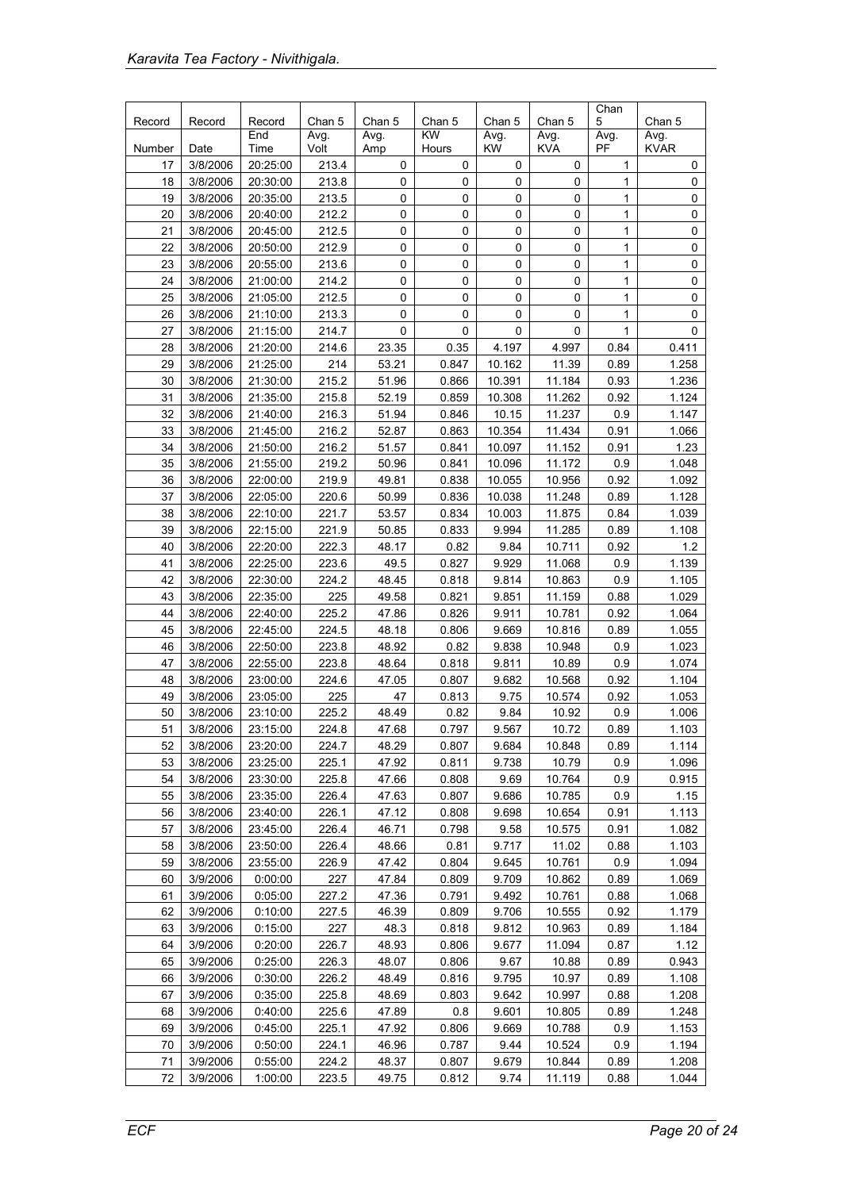| Record Number | Record Date | Record End Time | Chan 5 Avg. Volt | Chan 5 Avg. Amp | Chan 5 KW Hours | Chan 5 Avg. KW | Chan 5 Avg. KVA | Chan 5 Avg. PF | Chan 5 Avg. KVAR |
|---|---|---|---|---|---|---|---|---|---|
| 17 | 3/8/2006 | 20:25:00 | 213.4 | 0 | 0 | 0 | 0 | 1 | 0 |
| 18 | 3/8/2006 | 20:30:00 | 213.8 | 0 | 0 | 0 | 0 | 1 | 0 |
| 19 | 3/8/2006 | 20:35:00 | 213.5 | 0 | 0 | 0 | 0 | 1 | 0 |
| 20 | 3/8/2006 | 20:40:00 | 212.2 | 0 | 0 | 0 | 0 | 1 | 0 |
| 21 | 3/8/2006 | 20:45:00 | 212.5 | 0 | 0 | 0 | 0 | 1 | 0 |
| 22 | 3/8/2006 | 20:50:00 | 212.9 | 0 | 0 | 0 | 0 | 1 | 0 |
| 23 | 3/8/2006 | 20:55:00 | 213.6 | 0 | 0 | 0 | 0 | 1 | 0 |
| 24 | 3/8/2006 | 21:00:00 | 214.2 | 0 | 0 | 0 | 0 | 1 | 0 |
| 25 | 3/8/2006 | 21:05:00 | 212.5 | 0 | 0 | 0 | 0 | 1 | 0 |
| 26 | 3/8/2006 | 21:10:00 | 213.3 | 0 | 0 | 0 | 0 | 1 | 0 |
| 27 | 3/8/2006 | 21:15:00 | 214.7 | 0 | 0 | 0 | 0 | 1 | 0 |
| 28 | 3/8/2006 | 21:20:00 | 214.6 | 23.35 | 0.35 | 4.197 | 4.997 | 0.84 | 0.411 |
| 29 | 3/8/2006 | 21:25:00 | 214 | 53.21 | 0.847 | 10.162 | 11.39 | 0.89 | 1.258 |
| 30 | 3/8/2006 | 21:30:00 | 215.2 | 51.96 | 0.866 | 10.391 | 11.184 | 0.93 | 1.236 |
| 31 | 3/8/2006 | 21:35:00 | 215.8 | 52.19 | 0.859 | 10.308 | 11.262 | 0.92 | 1.124 |
| 32 | 3/8/2006 | 21:40:00 | 216.3 | 51.94 | 0.846 | 10.15 | 11.237 | 0.9 | 1.147 |
| 33 | 3/8/2006 | 21:45:00 | 216.2 | 52.87 | 0.863 | 10.354 | 11.434 | 0.91 | 1.066 |
| 34 | 3/8/2006 | 21:50:00 | 216.2 | 51.57 | 0.841 | 10.097 | 11.152 | 0.91 | 1.23 |
| 35 | 3/8/2006 | 21:55:00 | 219.2 | 50.96 | 0.841 | 10.096 | 11.172 | 0.9 | 1.048 |
| 36 | 3/8/2006 | 22:00:00 | 219.9 | 49.81 | 0.838 | 10.055 | 10.956 | 0.92 | 1.092 |
| 37 | 3/8/2006 | 22:05:00 | 220.6 | 50.99 | 0.836 | 10.038 | 11.248 | 0.89 | 1.128 |
| 38 | 3/8/2006 | 22:10:00 | 221.7 | 53.57 | 0.834 | 10.003 | 11.875 | 0.84 | 1.039 |
| 39 | 3/8/2006 | 22:15:00 | 221.9 | 50.85 | 0.833 | 9.994 | 11.285 | 0.89 | 1.108 |
| 40 | 3/8/2006 | 22:20:00 | 222.3 | 48.17 | 0.82 | 9.84 | 10.711 | 0.92 | 1.2 |
| 41 | 3/8/2006 | 22:25:00 | 223.6 | 49.5 | 0.827 | 9.929 | 11.068 | 0.9 | 1.139 |
| 42 | 3/8/2006 | 22:30:00 | 224.2 | 48.45 | 0.818 | 9.814 | 10.863 | 0.9 | 1.105 |
| 43 | 3/8/2006 | 22:35:00 | 225 | 49.58 | 0.821 | 9.851 | 11.159 | 0.88 | 1.029 |
| 44 | 3/8/2006 | 22:40:00 | 225.2 | 47.86 | 0.826 | 9.911 | 10.781 | 0.92 | 1.064 |
| 45 | 3/8/2006 | 22:45:00 | 224.5 | 48.18 | 0.806 | 9.669 | 10.816 | 0.89 | 1.055 |
| 46 | 3/8/2006 | 22:50:00 | 223.8 | 48.92 | 0.82 | 9.838 | 10.948 | 0.9 | 1.023 |
| 47 | 3/8/2006 | 22:55:00 | 223.8 | 48.64 | 0.818 | 9.811 | 10.89 | 0.9 | 1.074 |
| 48 | 3/8/2006 | 23:00:00 | 224.6 | 47.05 | 0.807 | 9.682 | 10.568 | 0.92 | 1.104 |
| 49 | 3/8/2006 | 23:05:00 | 225 | 47 | 0.813 | 9.75 | 10.574 | 0.92 | 1.053 |
| 50 | 3/8/2006 | 23:10:00 | 225.2 | 48.49 | 0.82 | 9.84 | 10.92 | 0.9 | 1.006 |
| 51 | 3/8/2006 | 23:15:00 | 224.8 | 47.68 | 0.797 | 9.567 | 10.72 | 0.89 | 1.103 |
| 52 | 3/8/2006 | 23:20:00 | 224.7 | 48.29 | 0.807 | 9.684 | 10.848 | 0.89 | 1.114 |
| 53 | 3/8/2006 | 23:25:00 | 225.1 | 47.92 | 0.811 | 9.738 | 10.79 | 0.9 | 1.096 |
| 54 | 3/8/2006 | 23:30:00 | 225.8 | 47.66 | 0.808 | 9.69 | 10.764 | 0.9 | 0.915 |
| 55 | 3/8/2006 | 23:35:00 | 226.4 | 47.63 | 0.807 | 9.686 | 10.785 | 0.9 | 1.15 |
| 56 | 3/8/2006 | 23:40:00 | 226.1 | 47.12 | 0.808 | 9.698 | 10.654 | 0.91 | 1.113 |
| 57 | 3/8/2006 | 23:45:00 | 226.4 | 46.71 | 0.798 | 9.58 | 10.575 | 0.91 | 1.082 |
| 58 | 3/8/2006 | 23:50:00 | 226.4 | 48.66 | 0.81 | 9.717 | 11.02 | 0.88 | 1.103 |
| 59 | 3/8/2006 | 23:55:00 | 226.9 | 47.42 | 0.804 | 9.645 | 10.761 | 0.9 | 1.094 |
| 60 | 3/9/2006 | 0:00:00 | 227 | 47.84 | 0.809 | 9.709 | 10.862 | 0.89 | 1.069 |
| 61 | 3/9/2006 | 0:05:00 | 227.2 | 47.36 | 0.791 | 9.492 | 10.761 | 0.88 | 1.068 |
| 62 | 3/9/2006 | 0:10:00 | 227.5 | 46.39 | 0.809 | 9.706 | 10.555 | 0.92 | 1.179 |
| 63 | 3/9/2006 | 0:15:00 | 227 | 48.3 | 0.818 | 9.812 | 10.963 | 0.89 | 1.184 |
| 64 | 3/9/2006 | 0:20:00 | 226.7 | 48.93 | 0.806 | 9.677 | 11.094 | 0.87 | 1.12 |
| 65 | 3/9/2006 | 0:25:00 | 226.3 | 48.07 | 0.806 | 9.67 | 10.88 | 0.89 | 0.943 |
| 66 | 3/9/2006 | 0:30:00 | 226.2 | 48.49 | 0.816 | 9.795 | 10.97 | 0.89 | 1.108 |
| 67 | 3/9/2006 | 0:35:00 | 225.8 | 48.69 | 0.803 | 9.642 | 10.997 | 0.88 | 1.208 |
| 68 | 3/9/2006 | 0:40:00 | 225.6 | 47.89 | 0.8 | 9.601 | 10.805 | 0.89 | 1.248 |
| 69 | 3/9/2006 | 0:45:00 | 225.1 | 47.92 | 0.806 | 9.669 | 10.788 | 0.9 | 1.153 |
| 70 | 3/9/2006 | 0:50:00 | 224.1 | 46.96 | 0.787 | 9.44 | 10.524 | 0.9 | 1.194 |
| 71 | 3/9/2006 | 0:55:00 | 224.2 | 48.37 | 0.807 | 9.679 | 10.844 | 0.89 | 1.208 |
| 72 | 3/9/2006 | 1:00:00 | 223.5 | 49.75 | 0.812 | 9.74 | 11.119 | 0.88 | 1.044 |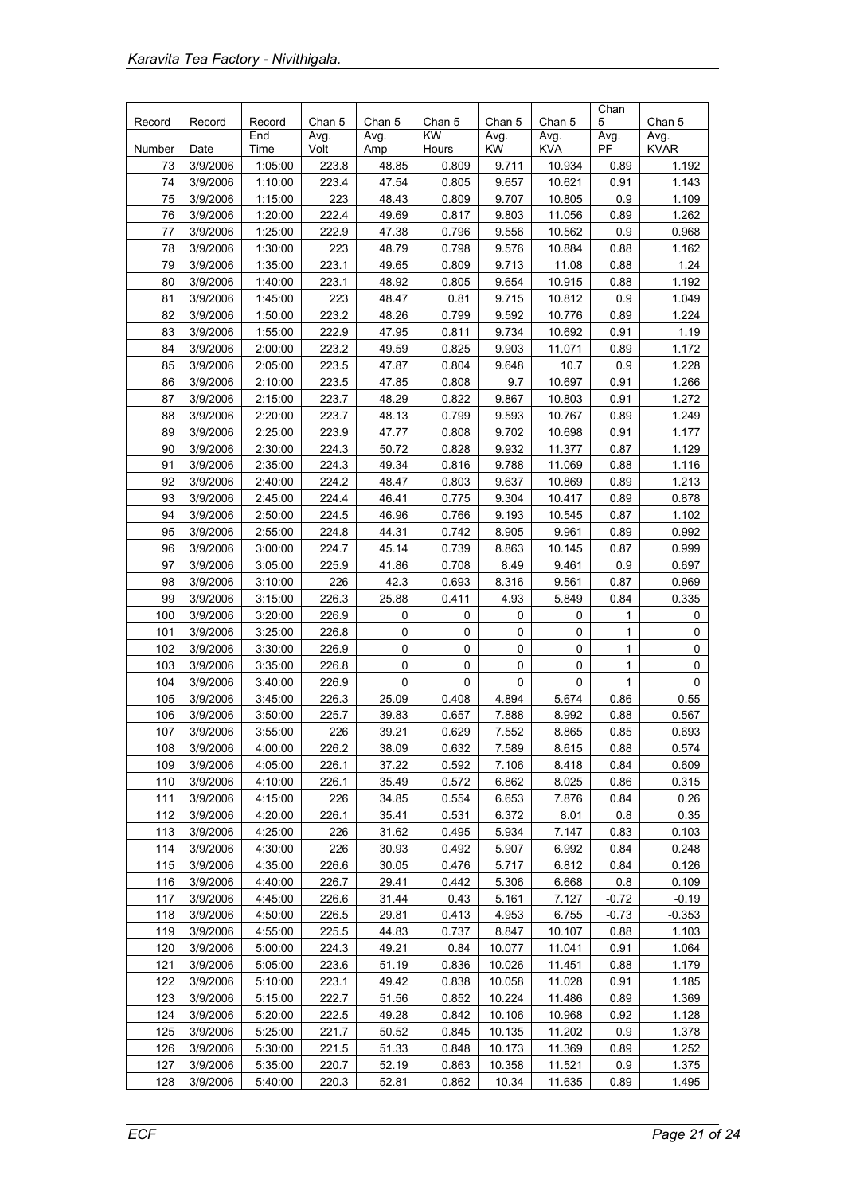| Record Number | Record Date | Record End Time | Chan 5 Avg. Volt | Chan 5 Avg. Amp | Chan 5 KW Hours | Chan 5 Avg. KW | Chan 5 Avg. KVA | Chan 5 Avg. PF | Chan 5 Avg. KVAR |
|---|---|---|---|---|---|---|---|---|---|
| 73 | 3/9/2006 | 1:05:00 | 223.8 | 48.85 | 0.809 | 9.711 | 10.934 | 0.89 | 1.192 |
| 74 | 3/9/2006 | 1:10:00 | 223.4 | 47.54 | 0.805 | 9.657 | 10.621 | 0.91 | 1.143 |
| 75 | 3/9/2006 | 1:15:00 | 223 | 48.43 | 0.809 | 9.707 | 10.805 | 0.9 | 1.109 |
| 76 | 3/9/2006 | 1:20:00 | 222.4 | 49.69 | 0.817 | 9.803 | 11.056 | 0.89 | 1.262 |
| 77 | 3/9/2006 | 1:25:00 | 222.9 | 47.38 | 0.796 | 9.556 | 10.562 | 0.9 | 0.968 |
| 78 | 3/9/2006 | 1:30:00 | 223 | 48.79 | 0.798 | 9.576 | 10.884 | 0.88 | 1.162 |
| 79 | 3/9/2006 | 1:35:00 | 223.1 | 49.65 | 0.809 | 9.713 | 11.08 | 0.88 | 1.24 |
| 80 | 3/9/2006 | 1:40:00 | 223.1 | 48.92 | 0.805 | 9.654 | 10.915 | 0.88 | 1.192 |
| 81 | 3/9/2006 | 1:45:00 | 223 | 48.47 | 0.81 | 9.715 | 10.812 | 0.9 | 1.049 |
| 82 | 3/9/2006 | 1:50:00 | 223.2 | 48.26 | 0.799 | 9.592 | 10.776 | 0.89 | 1.224 |
| 83 | 3/9/2006 | 1:55:00 | 222.9 | 47.95 | 0.811 | 9.734 | 10.692 | 0.91 | 1.19 |
| 84 | 3/9/2006 | 2:00:00 | 223.2 | 49.59 | 0.825 | 9.903 | 11.071 | 0.89 | 1.172 |
| 85 | 3/9/2006 | 2:05:00 | 223.5 | 47.87 | 0.804 | 9.648 | 10.7 | 0.9 | 1.228 |
| 86 | 3/9/2006 | 2:10:00 | 223.5 | 47.85 | 0.808 | 9.7 | 10.697 | 0.91 | 1.266 |
| 87 | 3/9/2006 | 2:15:00 | 223.7 | 48.29 | 0.822 | 9.867 | 10.803 | 0.91 | 1.272 |
| 88 | 3/9/2006 | 2:20:00 | 223.7 | 48.13 | 0.799 | 9.593 | 10.767 | 0.89 | 1.249 |
| 89 | 3/9/2006 | 2:25:00 | 223.9 | 47.77 | 0.808 | 9.702 | 10.698 | 0.91 | 1.177 |
| 90 | 3/9/2006 | 2:30:00 | 224.3 | 50.72 | 0.828 | 9.932 | 11.377 | 0.87 | 1.129 |
| 91 | 3/9/2006 | 2:35:00 | 224.3 | 49.34 | 0.816 | 9.788 | 11.069 | 0.88 | 1.116 |
| 92 | 3/9/2006 | 2:40:00 | 224.2 | 48.47 | 0.803 | 9.637 | 10.869 | 0.89 | 1.213 |
| 93 | 3/9/2006 | 2:45:00 | 224.4 | 46.41 | 0.775 | 9.304 | 10.417 | 0.89 | 0.878 |
| 94 | 3/9/2006 | 2:50:00 | 224.5 | 46.96 | 0.766 | 9.193 | 10.545 | 0.87 | 1.102 |
| 95 | 3/9/2006 | 2:55:00 | 224.8 | 44.31 | 0.742 | 8.905 | 9.961 | 0.89 | 0.992 |
| 96 | 3/9/2006 | 3:00:00 | 224.7 | 45.14 | 0.739 | 8.863 | 10.145 | 0.87 | 0.999 |
| 97 | 3/9/2006 | 3:05:00 | 225.9 | 41.86 | 0.708 | 8.49 | 9.461 | 0.9 | 0.697 |
| 98 | 3/9/2006 | 3:10:00 | 226 | 42.3 | 0.693 | 8.316 | 9.561 | 0.87 | 0.969 |
| 99 | 3/9/2006 | 3:15:00 | 226.3 | 25.88 | 0.411 | 4.93 | 5.849 | 0.84 | 0.335 |
| 100 | 3/9/2006 | 3:20:00 | 226.9 | 0 | 0 | 0 | 0 | 1 | 0 |
| 101 | 3/9/2006 | 3:25:00 | 226.8 | 0 | 0 | 0 | 0 | 1 | 0 |
| 102 | 3/9/2006 | 3:30:00 | 226.9 | 0 | 0 | 0 | 0 | 1 | 0 |
| 103 | 3/9/2006 | 3:35:00 | 226.8 | 0 | 0 | 0 | 0 | 1 | 0 |
| 104 | 3/9/2006 | 3:40:00 | 226.9 | 0 | 0 | 0 | 0 | 1 | 0 |
| 105 | 3/9/2006 | 3:45:00 | 226.3 | 25.09 | 0.408 | 4.894 | 5.674 | 0.86 | 0.55 |
| 106 | 3/9/2006 | 3:50:00 | 225.7 | 39.83 | 0.657 | 7.888 | 8.992 | 0.88 | 0.567 |
| 107 | 3/9/2006 | 3:55:00 | 226 | 39.21 | 0.629 | 7.552 | 8.865 | 0.85 | 0.693 |
| 108 | 3/9/2006 | 4:00:00 | 226.2 | 38.09 | 0.632 | 7.589 | 8.615 | 0.88 | 0.574 |
| 109 | 3/9/2006 | 4:05:00 | 226.1 | 37.22 | 0.592 | 7.106 | 8.418 | 0.84 | 0.609 |
| 110 | 3/9/2006 | 4:10:00 | 226.1 | 35.49 | 0.572 | 6.862 | 8.025 | 0.86 | 0.315 |
| 111 | 3/9/2006 | 4:15:00 | 226 | 34.85 | 0.554 | 6.653 | 7.876 | 0.84 | 0.26 |
| 112 | 3/9/2006 | 4:20:00 | 226.1 | 35.41 | 0.531 | 6.372 | 8.01 | 0.8 | 0.35 |
| 113 | 3/9/2006 | 4:25:00 | 226 | 31.62 | 0.495 | 5.934 | 7.147 | 0.83 | 0.103 |
| 114 | 3/9/2006 | 4:30:00 | 226 | 30.93 | 0.492 | 5.907 | 6.992 | 0.84 | 0.248 |
| 115 | 3/9/2006 | 4:35:00 | 226.6 | 30.05 | 0.476 | 5.717 | 6.812 | 0.84 | 0.126 |
| 116 | 3/9/2006 | 4:40:00 | 226.7 | 29.41 | 0.442 | 5.306 | 6.668 | 0.8 | 0.109 |
| 117 | 3/9/2006 | 4:45:00 | 226.6 | 31.44 | 0.43 | 5.161 | 7.127 | -0.72 | -0.19 |
| 118 | 3/9/2006 | 4:50:00 | 226.5 | 29.81 | 0.413 | 4.953 | 6.755 | -0.73 | -0.353 |
| 119 | 3/9/2006 | 4:55:00 | 225.5 | 44.83 | 0.737 | 8.847 | 10.107 | 0.88 | 1.103 |
| 120 | 3/9/2006 | 5:00:00 | 224.3 | 49.21 | 0.84 | 10.077 | 11.041 | 0.91 | 1.064 |
| 121 | 3/9/2006 | 5:05:00 | 223.6 | 51.19 | 0.836 | 10.026 | 11.451 | 0.88 | 1.179 |
| 122 | 3/9/2006 | 5:10:00 | 223.1 | 49.42 | 0.838 | 10.058 | 11.028 | 0.91 | 1.185 |
| 123 | 3/9/2006 | 5:15:00 | 222.7 | 51.56 | 0.852 | 10.224 | 11.486 | 0.89 | 1.369 |
| 124 | 3/9/2006 | 5:20:00 | 222.5 | 49.28 | 0.842 | 10.106 | 10.968 | 0.92 | 1.128 |
| 125 | 3/9/2006 | 5:25:00 | 221.7 | 50.52 | 0.845 | 10.135 | 11.202 | 0.9 | 1.378 |
| 126 | 3/9/2006 | 5:30:00 | 221.5 | 51.33 | 0.848 | 10.173 | 11.369 | 0.89 | 1.252 |
| 127 | 3/9/2006 | 5:35:00 | 220.7 | 52.19 | 0.863 | 10.358 | 11.521 | 0.9 | 1.375 |
| 128 | 3/9/2006 | 5:40:00 | 220.3 | 52.81 | 0.862 | 10.34 | 11.635 | 0.89 | 1.495 |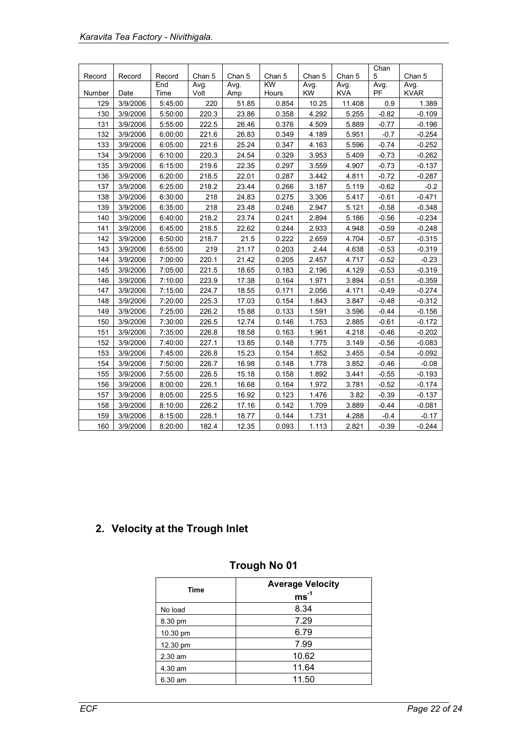| Record Number | Record Date | Record End Time | Chan 5 Avg. Volt | Chan 5 Avg. Amp | Chan 5 KW Hours | Chan 5 Avg. KW | Chan 5 Avg. KVA | Chan 5 Avg. PF | Chan 5 Avg. KVAR |
|---|---|---|---|---|---|---|---|---|---|
| 129 | 3/9/2006 | 5:45:00 | 220 | 51.85 | 0.854 | 10.25 | 11.408 | 0.9 | 1.389 |
| 130 | 3/9/2006 | 5:50:00 | 220.3 | 23.86 | 0.358 | 4.292 | 5.255 | -0.82 | -0.109 |
| 131 | 3/9/2006 | 5:55:00 | 222.5 | 26.46 | 0.376 | 4.509 | 5.889 | -0.77 | -0.196 |
| 132 | 3/9/2006 | 6:00:00 | 221.6 | 26.83 | 0.349 | 4.189 | 5.951 | -0.7 | -0.254 |
| 133 | 3/9/2006 | 6:05:00 | 221.6 | 25.24 | 0.347 | 4.163 | 5.596 | -0.74 | -0.252 |
| 134 | 3/9/2006 | 6:10:00 | 220.3 | 24.54 | 0.329 | 3.953 | 5.409 | -0.73 | -0.262 |
| 135 | 3/9/2006 | 6:15:00 | 219.6 | 22.35 | 0.297 | 3.559 | 4.907 | -0.73 | -0.137 |
| 136 | 3/9/2006 | 6:20:00 | 218.5 | 22.01 | 0.287 | 3.442 | 4.811 | -0.72 | -0.287 |
| 137 | 3/9/2006 | 6:25:00 | 218.2 | 23.44 | 0.266 | 3.187 | 5.119 | -0.62 | -0.2 |
| 138 | 3/9/2006 | 6:30:00 | 218 | 24.83 | 0.275 | 3.306 | 5.417 | -0.61 | -0.471 |
| 139 | 3/9/2006 | 6:35:00 | 218 | 23.48 | 0.246 | 2.947 | 5.121 | -0.58 | -0.348 |
| 140 | 3/9/2006 | 6:40:00 | 218.2 | 23.74 | 0.241 | 2.894 | 5.186 | -0.56 | -0.234 |
| 141 | 3/9/2006 | 6:45:00 | 218.5 | 22.62 | 0.244 | 2.933 | 4.948 | -0.59 | -0.248 |
| 142 | 3/9/2006 | 6:50:00 | 218.7 | 21.5 | 0.222 | 2.659 | 4.704 | -0.57 | -0.315 |
| 143 | 3/9/2006 | 6:55:00 | 219 | 21.17 | 0.203 | 2.44 | 4.638 | -0.53 | -0.319 |
| 144 | 3/9/2006 | 7:00:00 | 220.1 | 21.42 | 0.205 | 2.457 | 4.717 | -0.52 | -0.23 |
| 145 | 3/9/2006 | 7:05:00 | 221.5 | 18.65 | 0.183 | 2.196 | 4.129 | -0.53 | -0.319 |
| 146 | 3/9/2006 | 7:10:00 | 223.9 | 17.38 | 0.164 | 1.971 | 3.894 | -0.51 | -0.359 |
| 147 | 3/9/2006 | 7:15:00 | 224.7 | 18.55 | 0.171 | 2.056 | 4.171 | -0.49 | -0.274 |
| 148 | 3/9/2006 | 7:20:00 | 225.3 | 17.03 | 0.154 | 1.843 | 3.847 | -0.48 | -0.312 |
| 149 | 3/9/2006 | 7:25:00 | 226.2 | 15.88 | 0.133 | 1.591 | 3.596 | -0.44 | -0.156 |
| 150 | 3/9/2006 | 7:30:00 | 226.5 | 12.74 | 0.146 | 1.753 | 2.885 | -0.61 | -0.172 |
| 151 | 3/9/2006 | 7:35:00 | 226.8 | 18.58 | 0.163 | 1.961 | 4.218 | -0.46 | -0.202 |
| 152 | 3/9/2006 | 7:40:00 | 227.1 | 13.85 | 0.148 | 1.775 | 3.149 | -0.56 | -0.083 |
| 153 | 3/9/2006 | 7:45:00 | 226.8 | 15.23 | 0.154 | 1.852 | 3.455 | -0.54 | -0.092 |
| 154 | 3/9/2006 | 7:50:00 | 226.7 | 16.98 | 0.148 | 1.778 | 3.852 | -0.46 | -0.08 |
| 155 | 3/9/2006 | 7:55:00 | 226.5 | 15.18 | 0.158 | 1.892 | 3.441 | -0.55 | -0.193 |
| 156 | 3/9/2006 | 8:00:00 | 226.1 | 16.68 | 0.164 | 1.972 | 3.781 | -0.52 | -0.174 |
| 157 | 3/9/2006 | 8:05:00 | 225.5 | 16.92 | 0.123 | 1.476 | 3.82 | -0.39 | -0.137 |
| 158 | 3/9/2006 | 8:10:00 | 226.2 | 17.16 | 0.142 | 1.709 | 3.889 | -0.44 | -0.081 |
| 159 | 3/9/2006 | 8:15:00 | 228.1 | 18.77 | 0.144 | 1.731 | 4.288 | -0.4 | -0.17 |
| 160 | 3/9/2006 | 8:20:00 | 182.4 | 12.35 | 0.093 | 1.113 | 2.821 | -0.39 | -0.244 |

## 2. Velocity at the Trough Inlet

### Trough No 01

| Time | Average Velocity $ms^{-1}$ |
|---|---|
| No load | 8.34 |
| 8.30 pm | 7.29 |
| 10.30 pm | 6.79 |
| 12.30 pm | 7.99 |
| 2.30 am | 10.62 |
| 4.30 am | 11.64 |
| 6.30 am | 11.50 |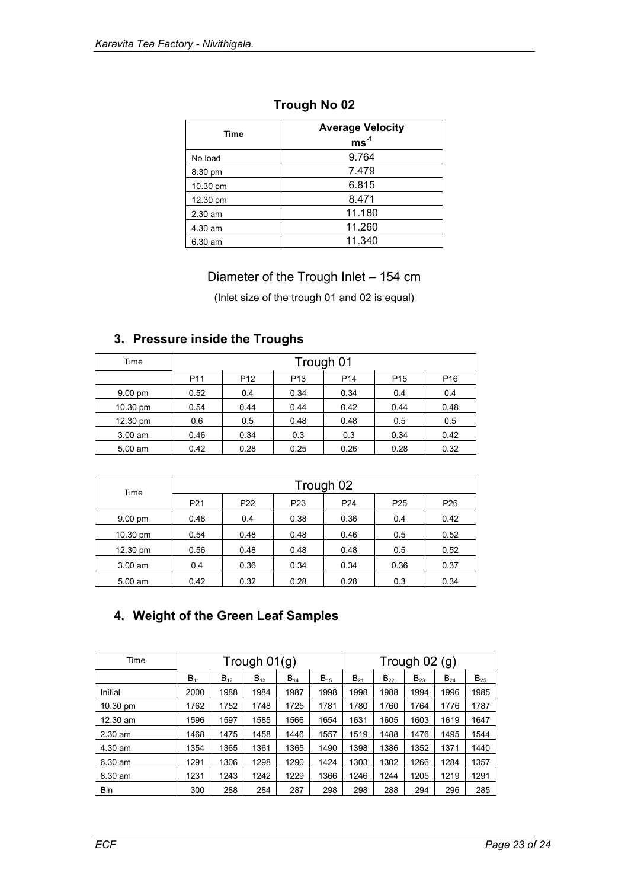## Trough No 02

| Time | Average Velocity $ms^{-1}$ |
|---|---|
| No load | 9.764 |
| 8.30 pm | 7.479 |
| 10.30 pm | 6.815 |
| 12.30 pm | 8.471 |
| 2.30 am | 11.180 |
| 4.30 am | 11.260 |
| 6.30 am | 11.340 |

Diameter of the Trough Inlet – 154 cm

(Inlet size of the trough 01 and 02 is equal)

### 3. Pressure inside the Troughs

| Time | Trough 01 | | | | | |
|---|---|---|---|---|---|---|
| | P11 | P12 | P13 | P14 | P15 | P16 |
| 9.00 pm | 0.52 | 0.4 | 0.34 | 0.34 | 0.4 | 0.4 |
| 10.30 pm | 0.54 | 0.44 | 0.44 | 0.42 | 0.44 | 0.48 |
| 12.30 pm | 0.6 | 0.5 | 0.48 | 0.48 | 0.5 | 0.5 |
| 3.00 am | 0.46 | 0.34 | 0.3 | 0.3 | 0.34 | 0.42 |
| 5.00 am | 0.42 | 0.28 | 0.25 | 0.26 | 0.28 | 0.32 |

| Time | Trough 02 | | | | | |
|---|---|---|---|---|---|---|
| | P21 | P22 | P23 | P24 | P25 | P26 |
| 9.00 pm | 0.48 | 0.4 | 0.38 | 0.36 | 0.4 | 0.42 |
| 10.30 pm | 0.54 | 0.48 | 0.48 | 0.46 | 0.5 | 0.52 |
| 12.30 pm | 0.56 | 0.48 | 0.48 | 0.48 | 0.5 | 0.52 |
| 3.00 am | 0.4 | 0.36 | 0.34 | 0.34 | 0.36 | 0.37 |
| 5.00 am | 0.42 | 0.32 | 0.28 | 0.28 | 0.3 | 0.34 |

### 4. Weight of the Green Leaf Samples

| Time | Trough 01(g) | | | | | Trough 02 (g) | | | | |
|---|---|---|---|---|---|---|---|---|---|---|
| | $B_{11}$ | $B_{12}$ | $B_{13}$ | $B_{14}$ | $B_{15}$ | $B_{21}$ | $B_{22}$ | $B_{23}$ | $B_{24}$ | $B_{25}$ |
| Initial | 2000 | 1988 | 1984 | 1987 | 1998 | 1998 | 1988 | 1994 | 1996 | 1985 |
| 10.30 pm | 1762 | 1752 | 1748 | 1725 | 1781 | 1780 | 1760 | 1764 | 1776 | 1787 |
| 12.30 am | 1596 | 1597 | 1585 | 1566 | 1654 | 1631 | 1605 | 1603 | 1619 | 1647 |
| 2.30 am | 1468 | 1475 | 1458 | 1446 | 1557 | 1519 | 1488 | 1476 | 1495 | 1544 |
| 4.30 am | 1354 | 1365 | 1361 | 1365 | 1490 | 1398 | 1386 | 1352 | 1371 | 1440 |
| 6.30 am | 1291 | 1306 | 1298 | 1290 | 1424 | 1303 | 1302 | 1266 | 1284 | 1357 |
| 8.30 am | 1231 | 1243 | 1242 | 1229 | 1366 | 1246 | 1244 | 1205 | 1219 | 1291 |
| Bin | 300 | 288 | 284 | 287 | 298 | 298 | 288 | 294 | 296 | 285 |